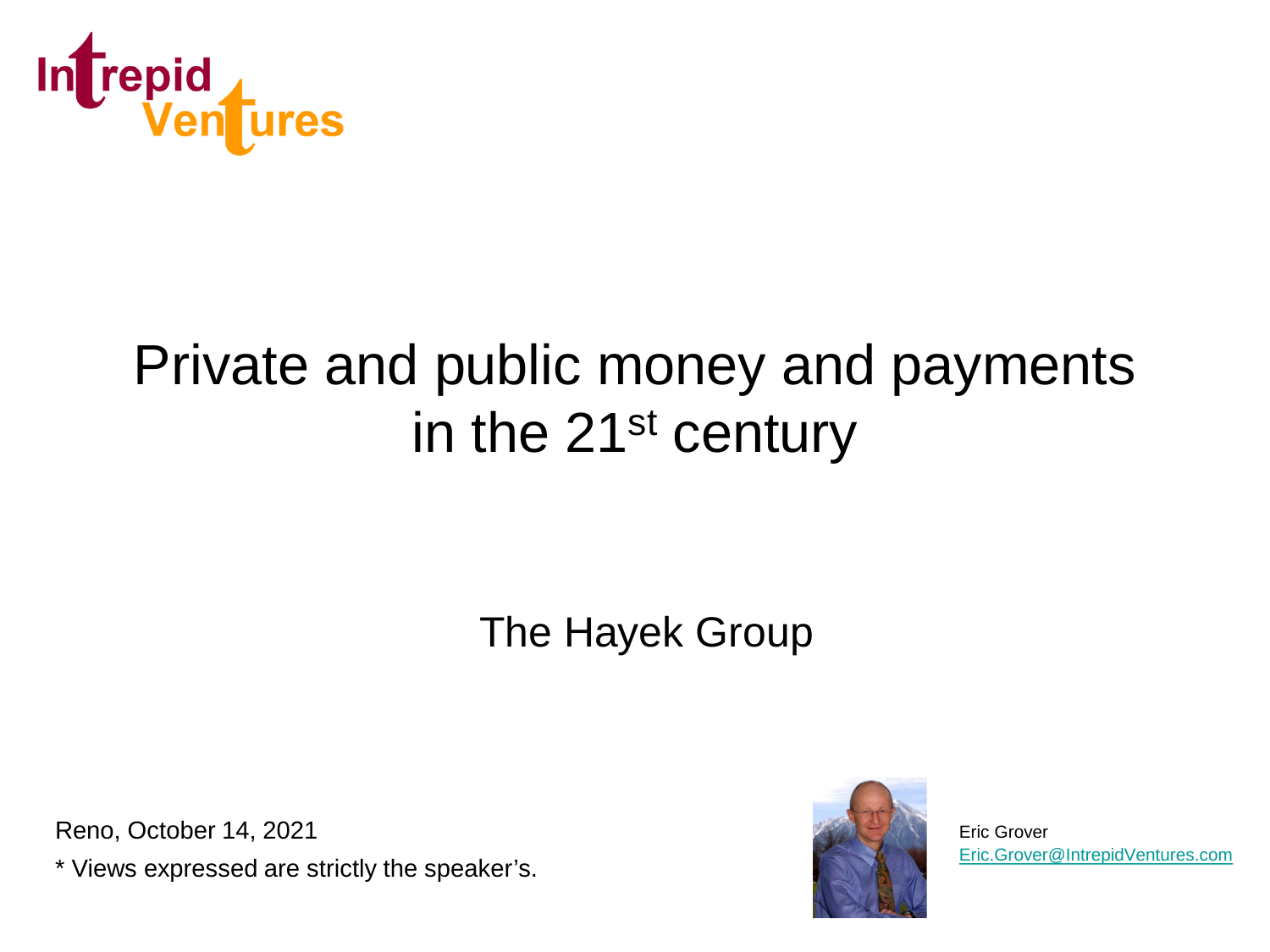Intrepid Ventures

# Private and public money and payments in the 21st century

The Hayek Group

Reno, October 14, 2021

* Views expressed are strictly the speaker's.

Eric Grover
Eric.Grover@IntrepidVentures.com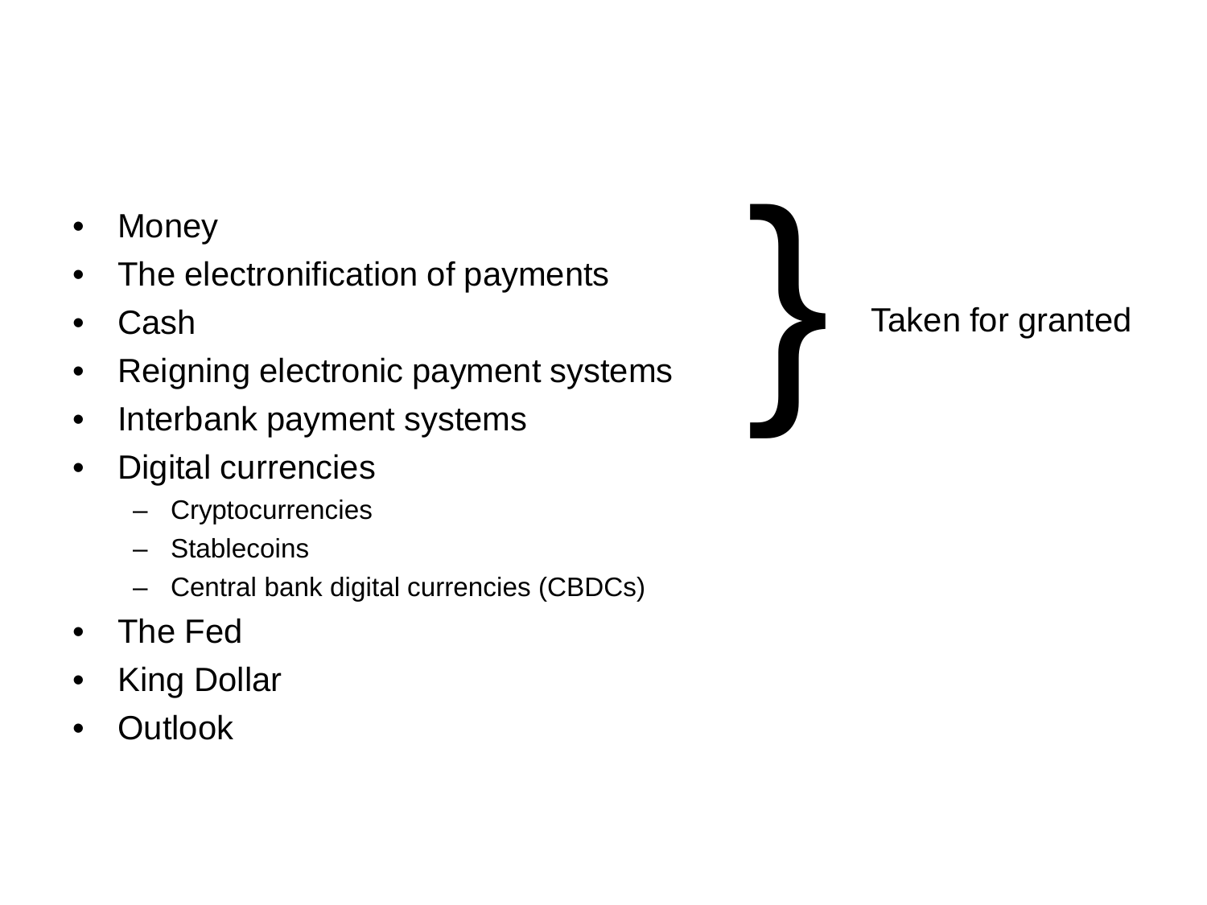- Money
- The electronification of payments
- Cash
- Reigning electronic payment systems
- Interbank payment systems
- Digital currencies
  - Cryptocurrencies
  - Stablecoins
  - Central bank digital currencies (CBDCs)
- The Fed
- King Dollar
- Outlook

} Taken for granted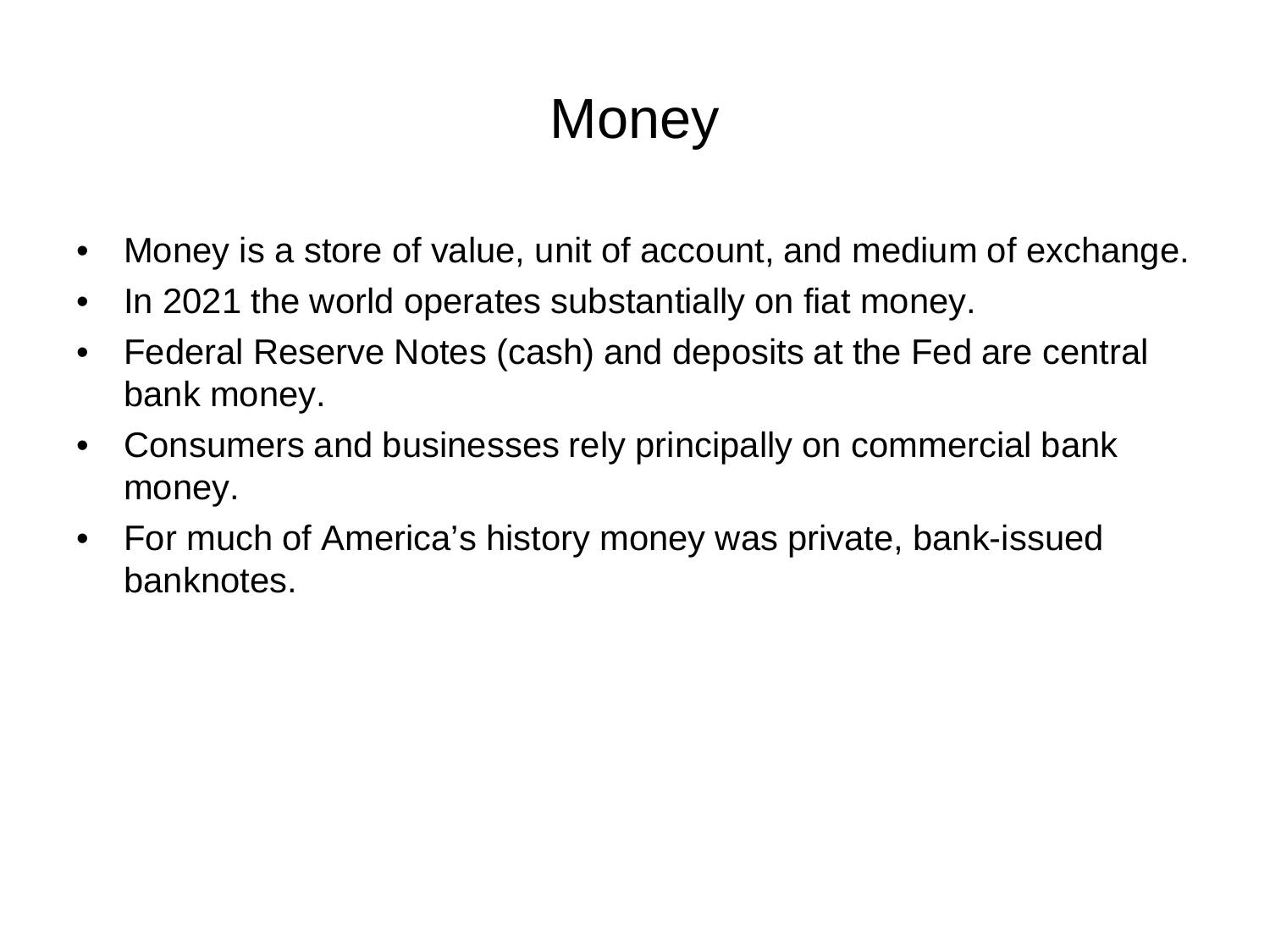# Money

- Money is a store of value, unit of account, and medium of exchange.
- In 2021 the world operates substantially on fiat money.
- Federal Reserve Notes (cash) and deposits at the Fed are central bank money.
- Consumers and businesses rely principally on commercial bank money.
- For much of America's history money was private, bank-issued banknotes.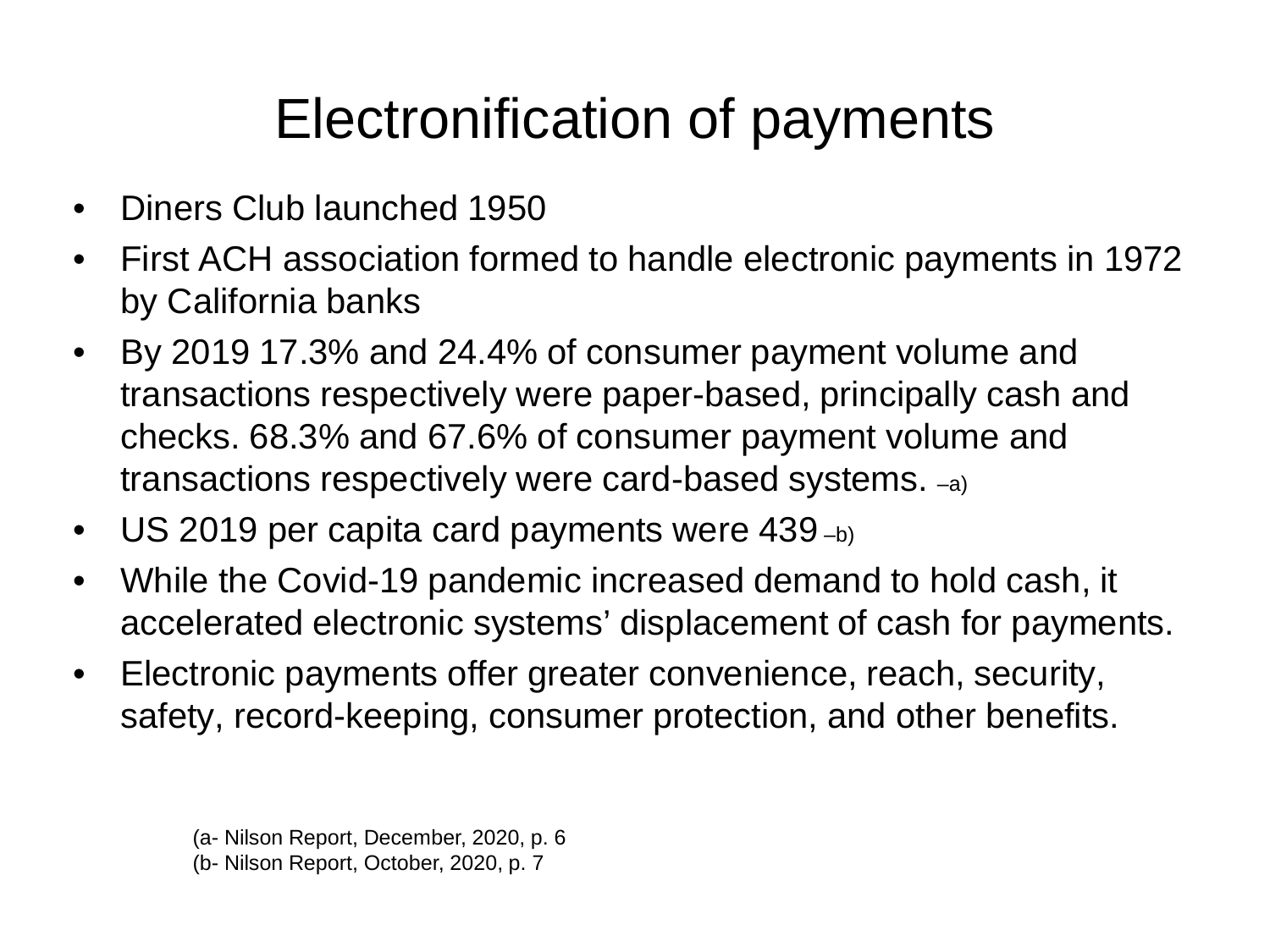# Electronification of payments

- Diners Club launched 1950
- First ACH association formed to handle electronic payments in 1972 by California banks
- By 2019 17.3% and 24.4% of consumer payment volume and transactions respectively were paper-based, principally cash and checks. 68.3% and 67.6% of consumer payment volume and transactions respectively were card-based systems. –a)
- US 2019 per capita card payments were 439 –b)
- While the Covid-19 pandemic increased demand to hold cash, it accelerated electronic systems' displacement of cash for payments.
- Electronic payments offer greater convenience, reach, security, safety, record-keeping, consumer protection, and other benefits.

(a- Nilson Report, December, 2020, p. 6
(b- Nilson Report, October, 2020, p. 7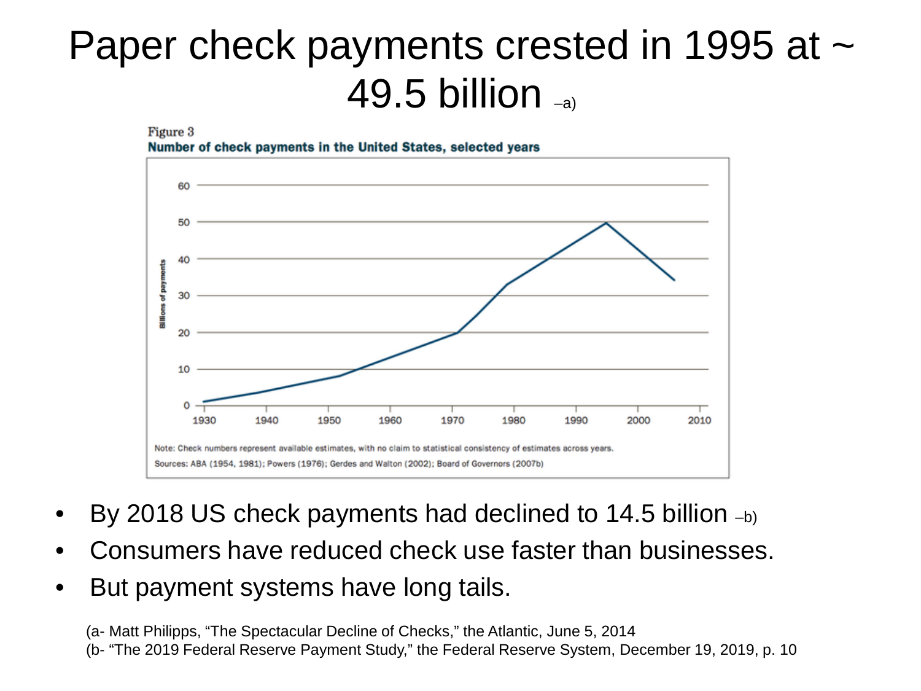# Paper check payments crested in 1995 at ~ 49.5 billion –a)

Figure 3

**Number of check payments in the United States, selected years**

Note: Check numbers represent available estimates, with no claim to statistical consistency of estimates across years.

Sources: ABA (1954, 1981); Powers (1976); Gerdes and Walton (2002); Board of Governors (2007b)

- By 2018 US check payments had declined to 14.5 billion –b)
- Consumers have reduced check use faster than businesses.
- But payment systems have long tails.

(a- Matt Philipps, "The Spectacular Decline of Checks," the Atlantic, June 5, 2014
(b- "The 2019 Federal Reserve Payment Study," the Federal Reserve System, December 19, 2019, p. 10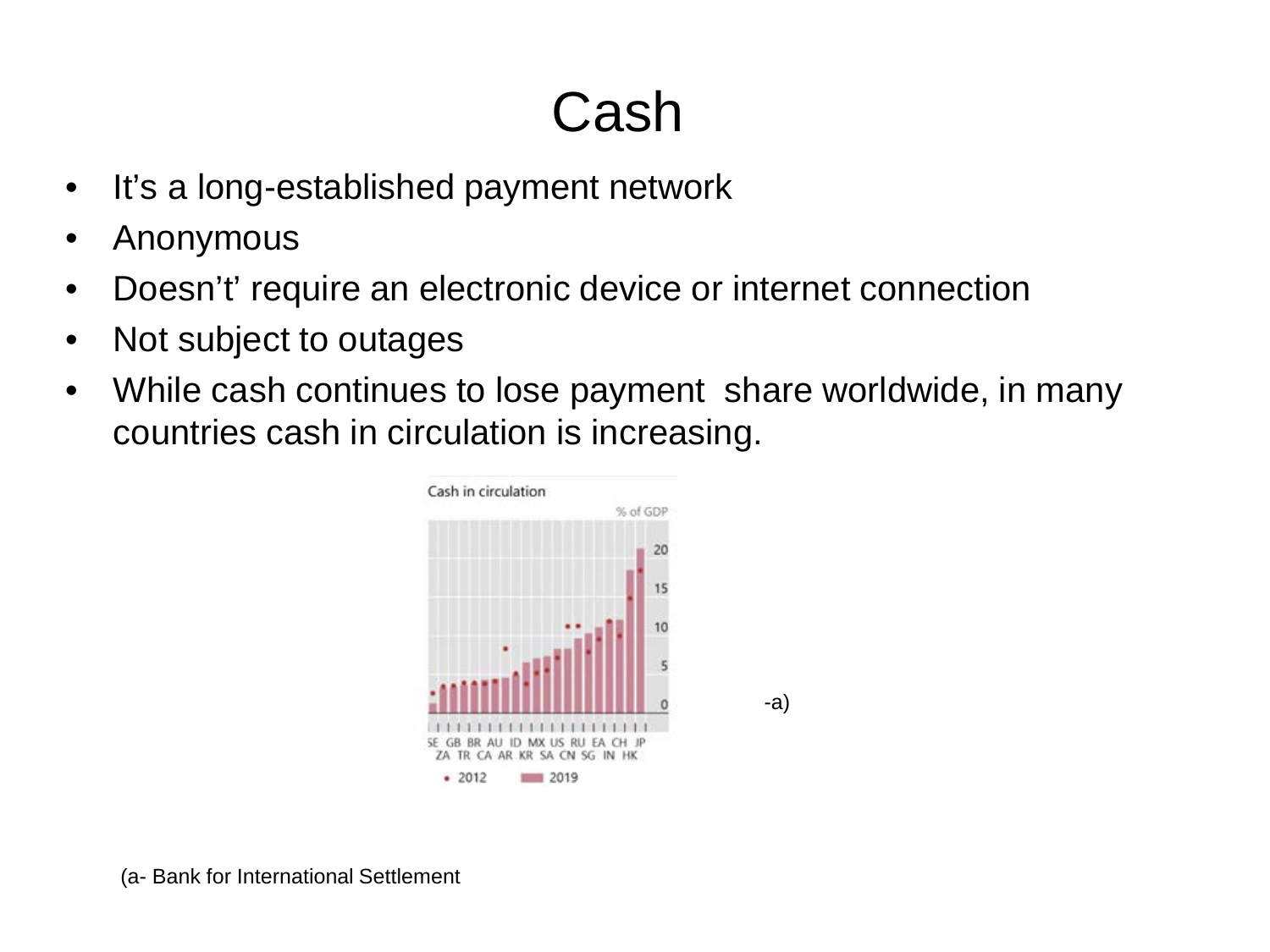# Cash

- It's a long-established payment network
- Anonymous
- Doesn't' require an electronic device or internet connection
- Not subject to outages
- While cash continues to lose payment share worldwide, in many countries cash in circulation is increasing.

-a)

(a- Bank for International Settlement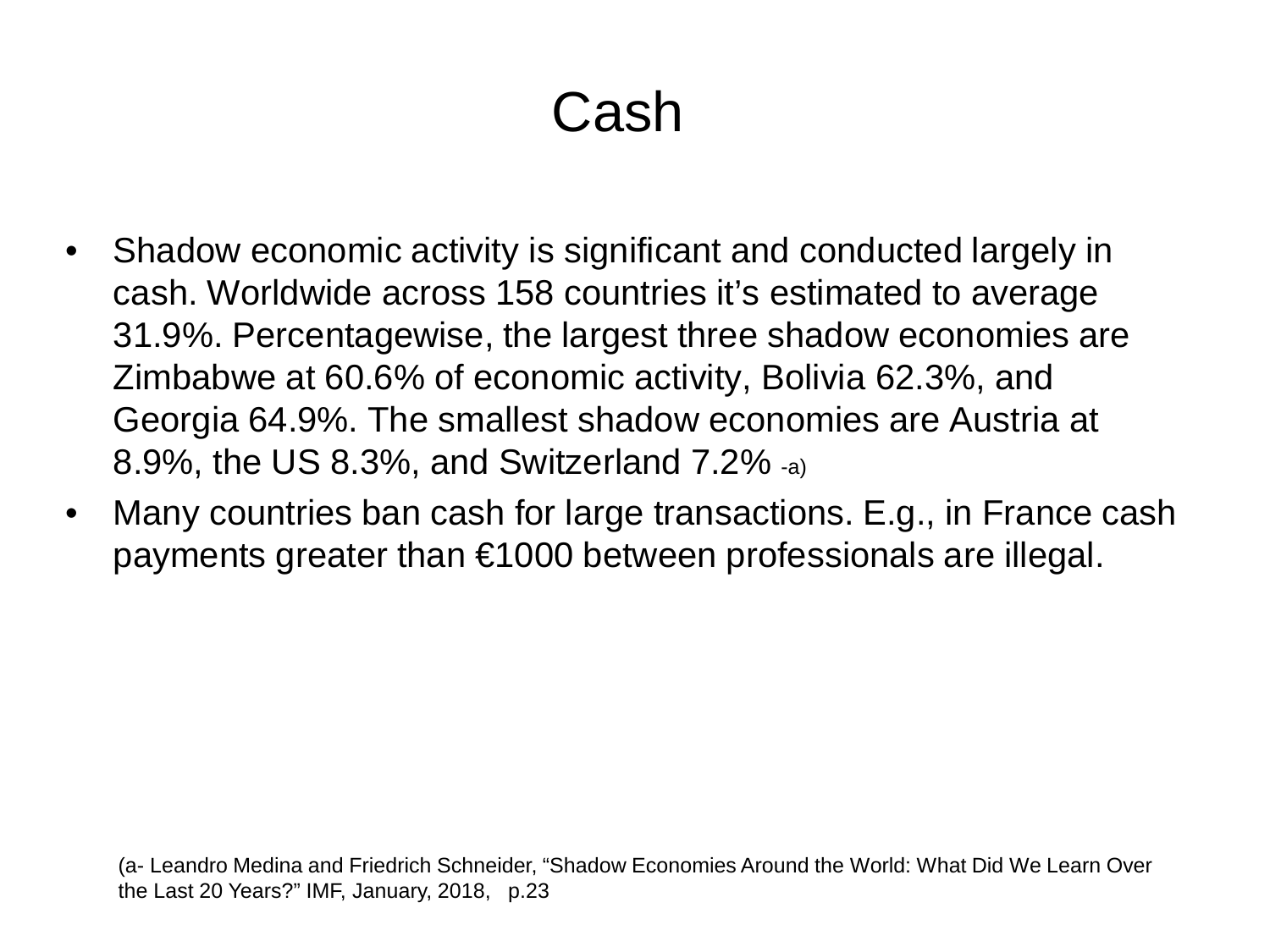# Cash

- Shadow economic activity is significant and conducted largely in cash. Worldwide across 158 countries it's estimated to average 31.9%. Percentagewise, the largest three shadow economies are Zimbabwe at 60.6% of economic activity, Bolivia 62.3%, and Georgia 64.9%. The smallest shadow economies are Austria at 8.9%, the US 8.3%, and Switzerland 7.2% -a)
- Many countries ban cash for large transactions. E.g., in France cash payments greater than €1000 between professionals are illegal.

(a- Leandro Medina and Friedrich Schneider, "Shadow Economies Around the World: What Did We Learn Over the Last 20 Years?" IMF, January, 2018, p.23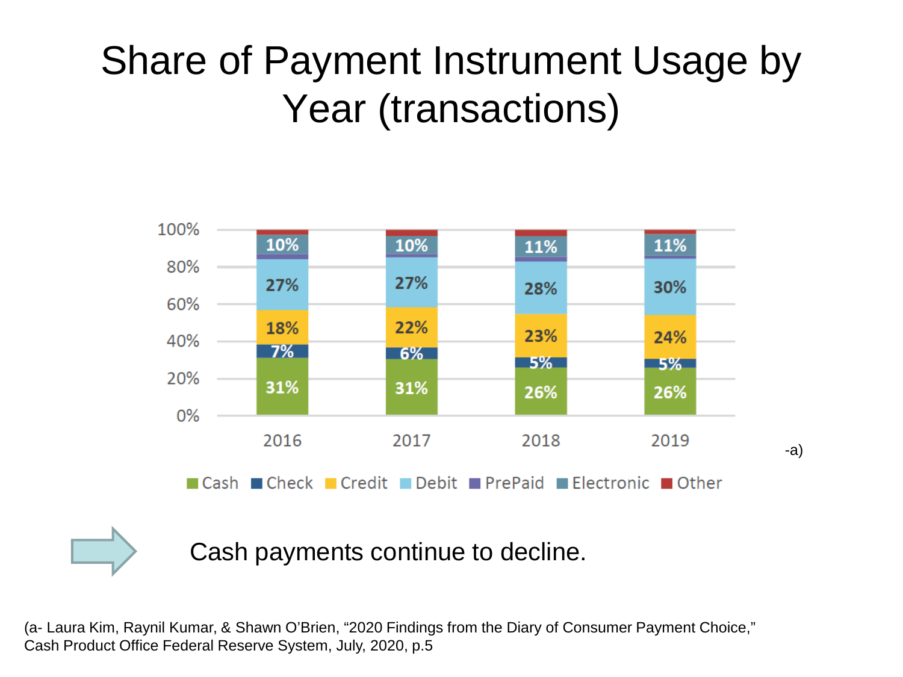# Share of Payment Instrument Usage by Year (transactions)

| | 2016 | 2017 | 2018 | 2019 |
|---|---|---|---|---|
| Cash | 31% | 31% | 26% | 26% |
| Check | 7% | 6% | 5% | 5% |
| Credit | 18% | 22% | 23% | 24% |
| Debit | 27% | 27% | 28% | 30% |
| PrePaid | | | | |
| Electronic | 10% | 10% | 11% | 11% |
| Other | | | | |

-a)

Cash payments continue to decline.

(a- Laura Kim, Raynil Kumar, & Shawn O'Brien, "2020 Findings from the Diary of Consumer Payment Choice," Cash Product Office Federal Reserve System, July, 2020, p.5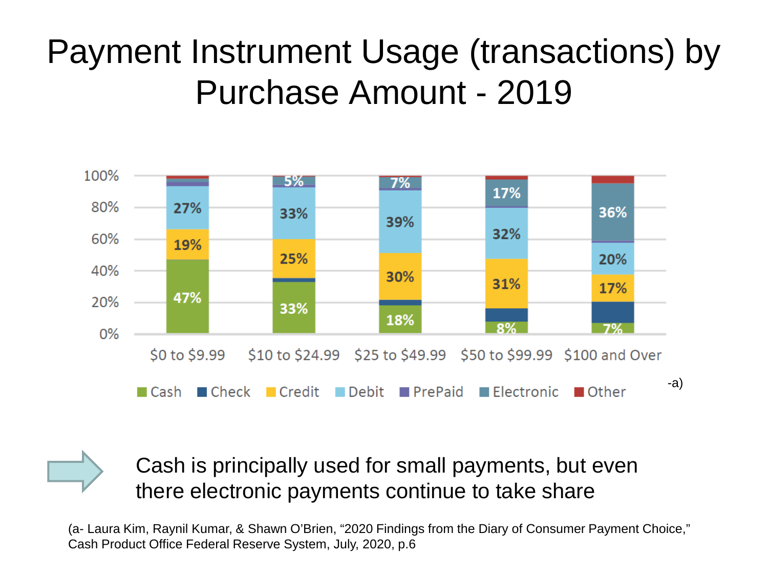# Payment Instrument Usage (transactions) by Purchase Amount - 2019

| | Cash | Check | Credit | Debit | PrePaid | Electronic | Other |
|---|---|---|---|---|---|---|---|
| $0 to $9.99 | 47% | | 19% | 27% | | | |
| $10 to $24.99 | 33% | | 25% | 33% | | 5% | |
| $25 to $49.99 | 18% | | 30% | 39% | | 7% | |
| $50 to $99.99 | 8% | | 31% | 32% | | 17% | |
| $100 and Over | 7% | | 17% | 20% | | 36% | |

-a)

Cash is principally used for small payments, but even there electronic payments continue to take share

(a- Laura Kim, Raynil Kumar, & Shawn O'Brien, "2020 Findings from the Diary of Consumer Payment Choice," Cash Product Office Federal Reserve System, July, 2020, p.6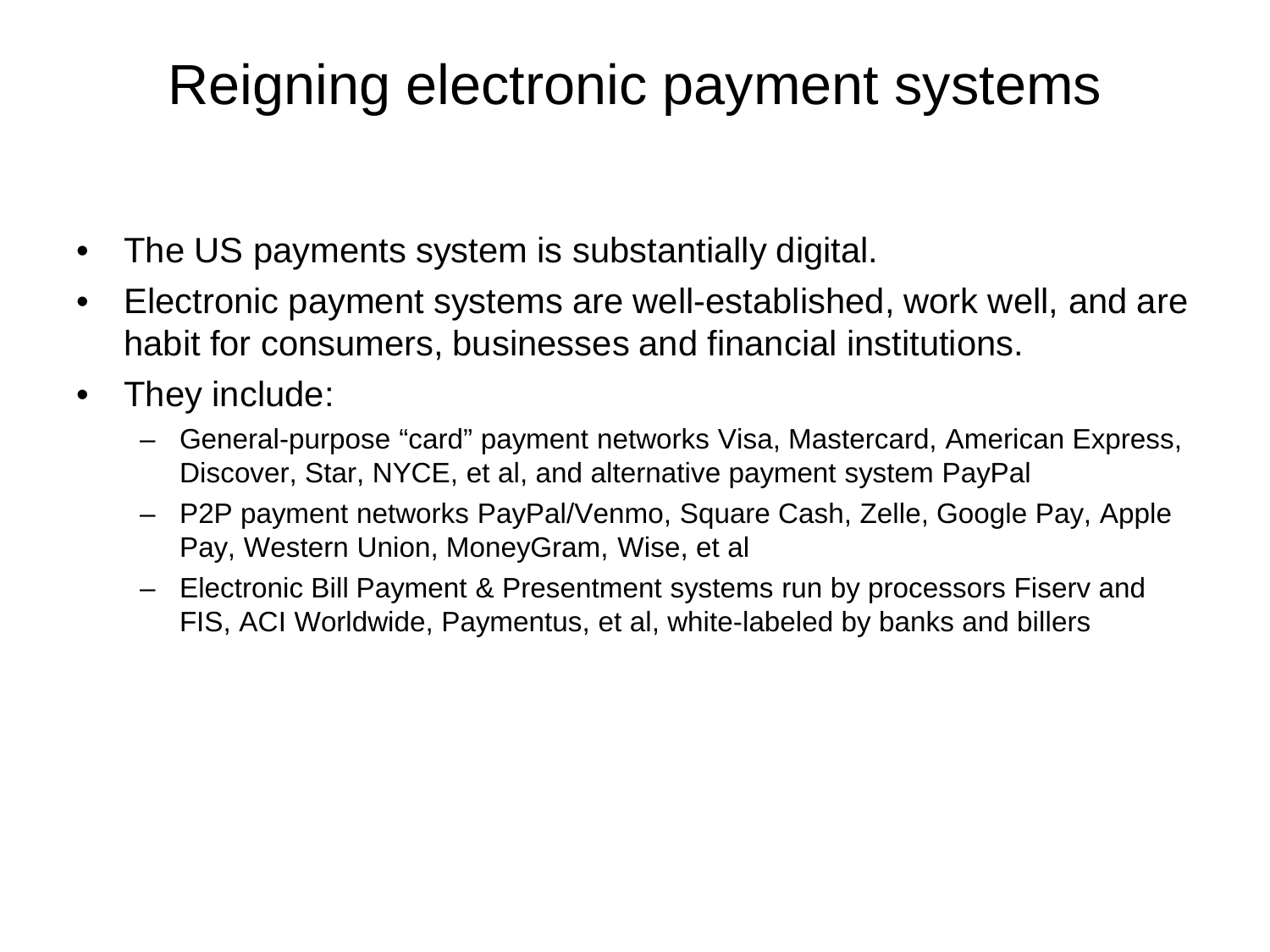# Reigning electronic payment systems

- The US payments system is substantially digital.
- Electronic payment systems are well-established, work well, and are habit for consumers, businesses and financial institutions.
- They include:
  - General-purpose "card" payment networks Visa, Mastercard, American Express, Discover, Star, NYCE, et al, and alternative payment system PayPal
  - P2P payment networks PayPal/Venmo, Square Cash, Zelle, Google Pay, Apple Pay, Western Union, MoneyGram, Wise, et al
  - Electronic Bill Payment & Presentment systems run by processors Fiserv and FIS, ACI Worldwide, Paymentus, et al, white-labeled by banks and billers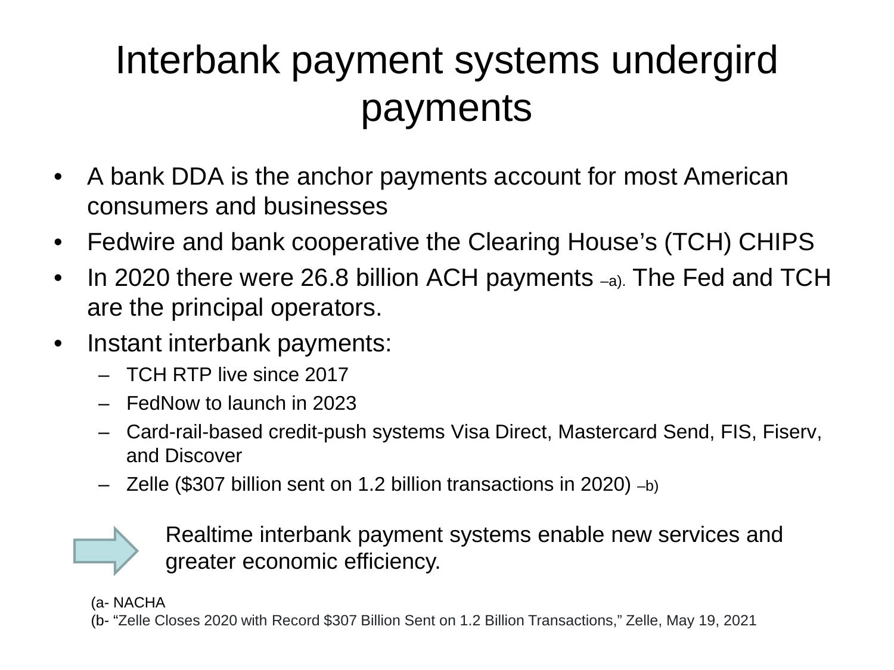# Interbank payment systems undergird payments

- A bank DDA is the anchor payments account for most American consumers and businesses
- Fedwire and bank cooperative the Clearing House's (TCH) CHIPS
- In 2020 there were 26.8 billion ACH payments –a). The Fed and TCH are the principal operators.
- Instant interbank payments:
  - TCH RTP live since 2017
  - FedNow to launch in 2023
  - Card-rail-based credit-push systems Visa Direct, Mastercard Send, FIS, Fiserv, and Discover
  - Zelle ($307 billion sent on 1.2 billion transactions in 2020) –b)

➡ Realtime interbank payment systems enable new services and greater economic efficiency.

(a- NACHA
(b- "Zelle Closes 2020 with Record $307 Billion Sent on 1.2 Billion Transactions," Zelle, May 19, 2021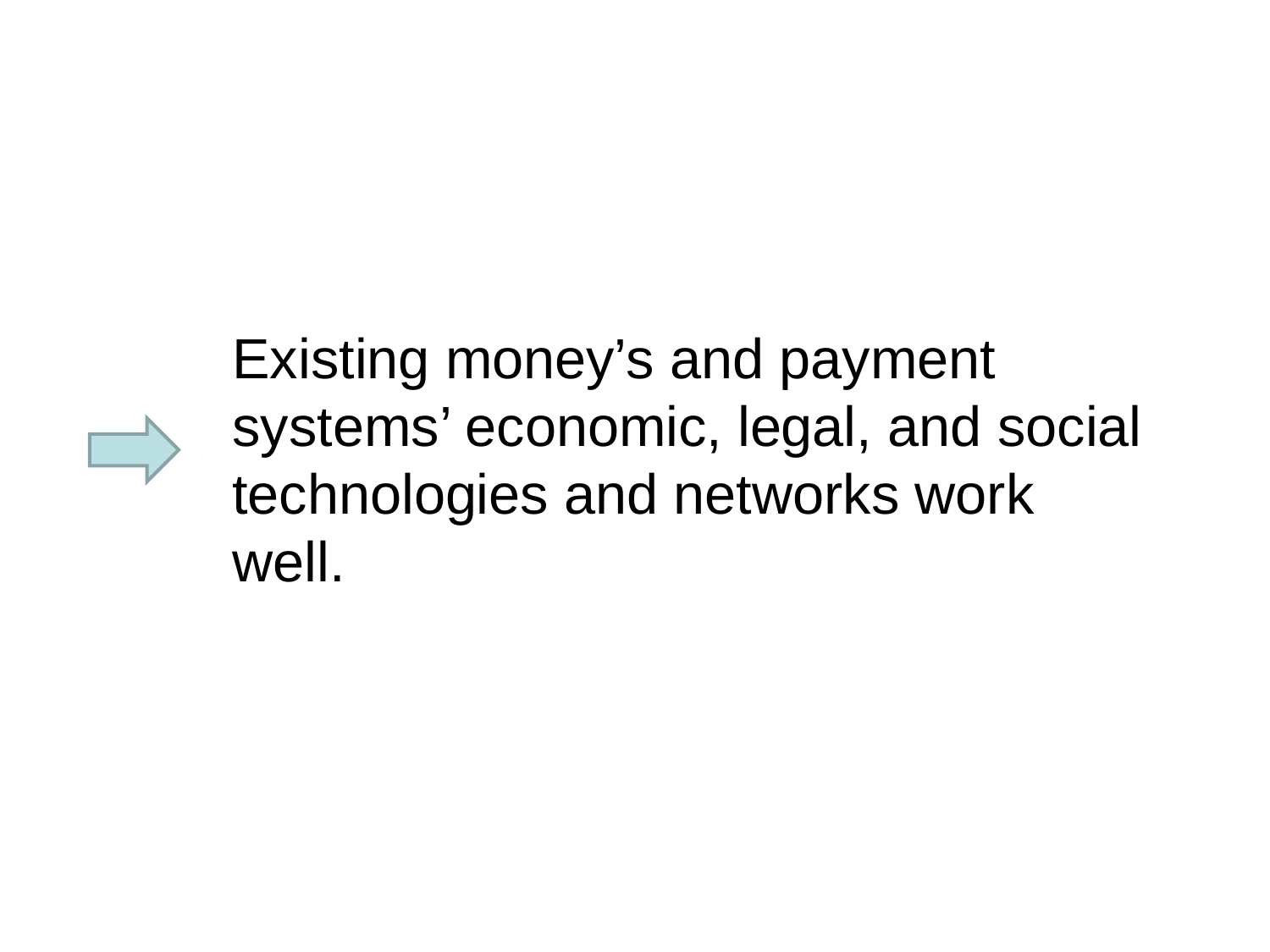Existing money's and payment systems' economic, legal, and social technologies and networks work well.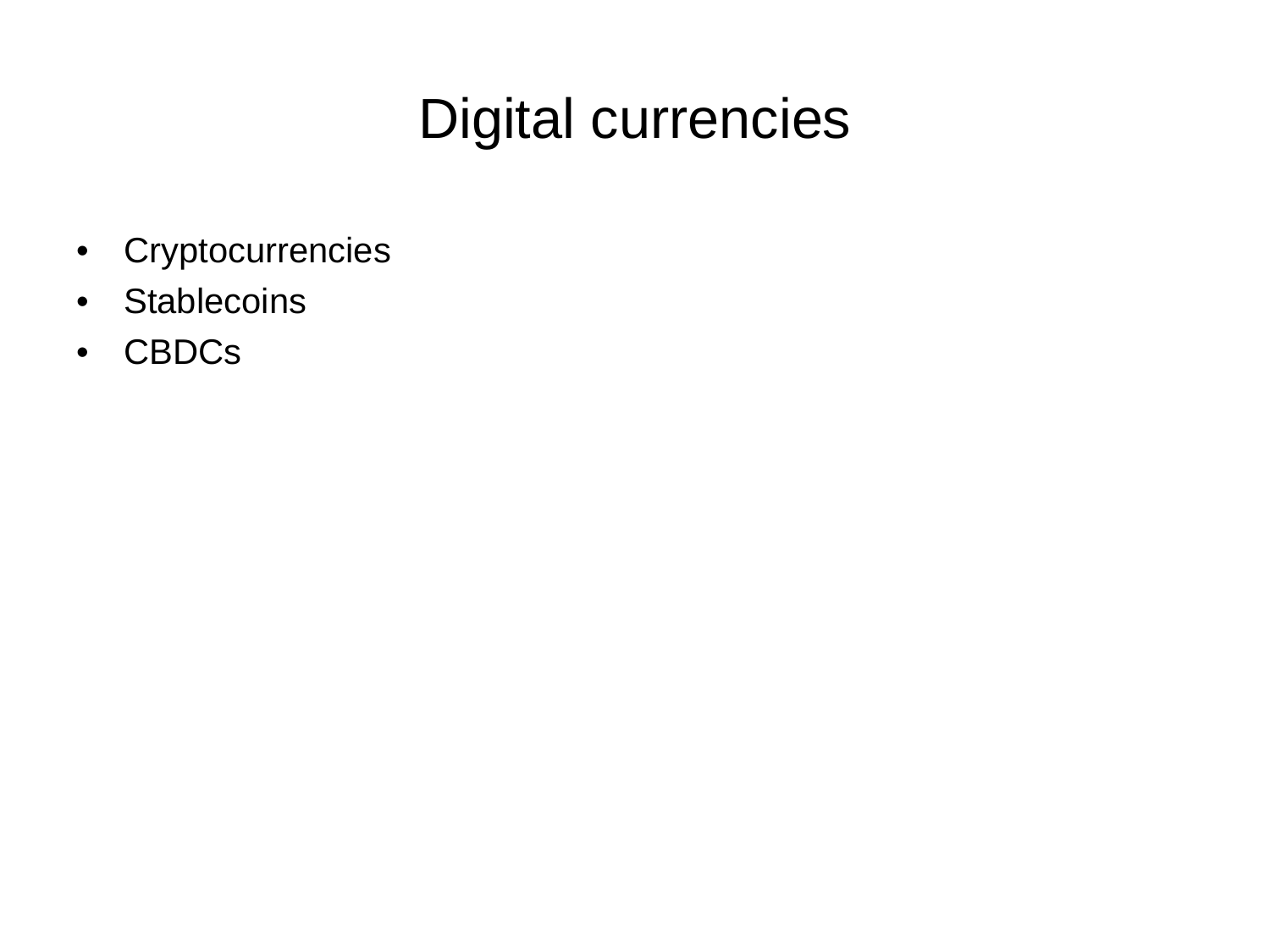# Digital currencies

- Cryptocurrencies
- Stablecoins
- CBDCs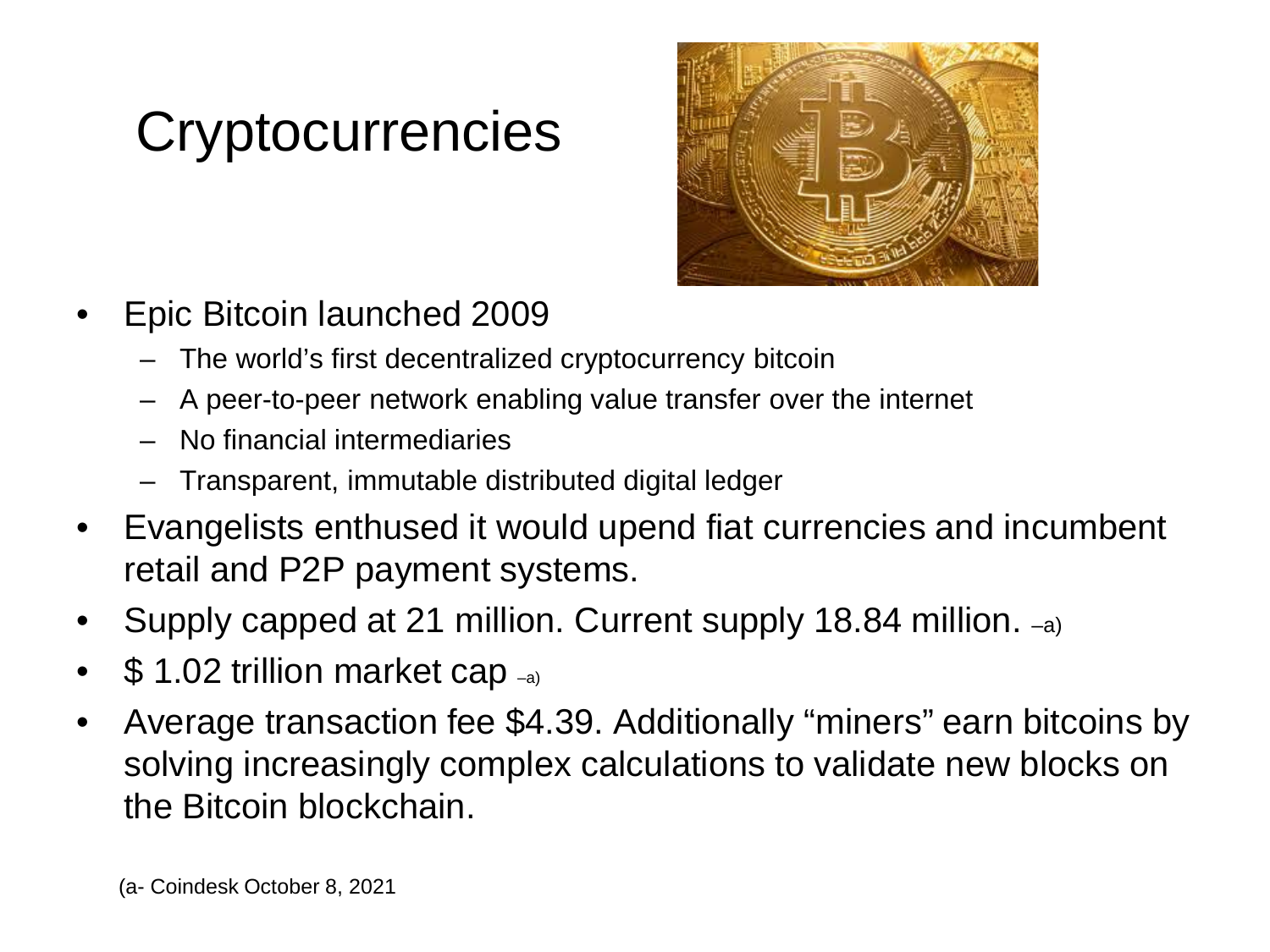# Cryptocurrencies

- Epic Bitcoin launched 2009
  - The world's first decentralized cryptocurrency bitcoin
  - A peer-to-peer network enabling value transfer over the internet
  - No financial intermediaries
  - Transparent, immutable distributed digital ledger
- Evangelists enthused it would upend fiat currencies and incumbent retail and P2P payment systems.
- Supply capped at 21 million. Current supply 18.84 million. –a)
- $ 1.02 trillion market cap –a)
- Average transaction fee $4.39. Additionally "miners" earn bitcoins by solving increasingly complex calculations to validate new blocks on the Bitcoin blockchain.

(a- Coindesk October 8, 2021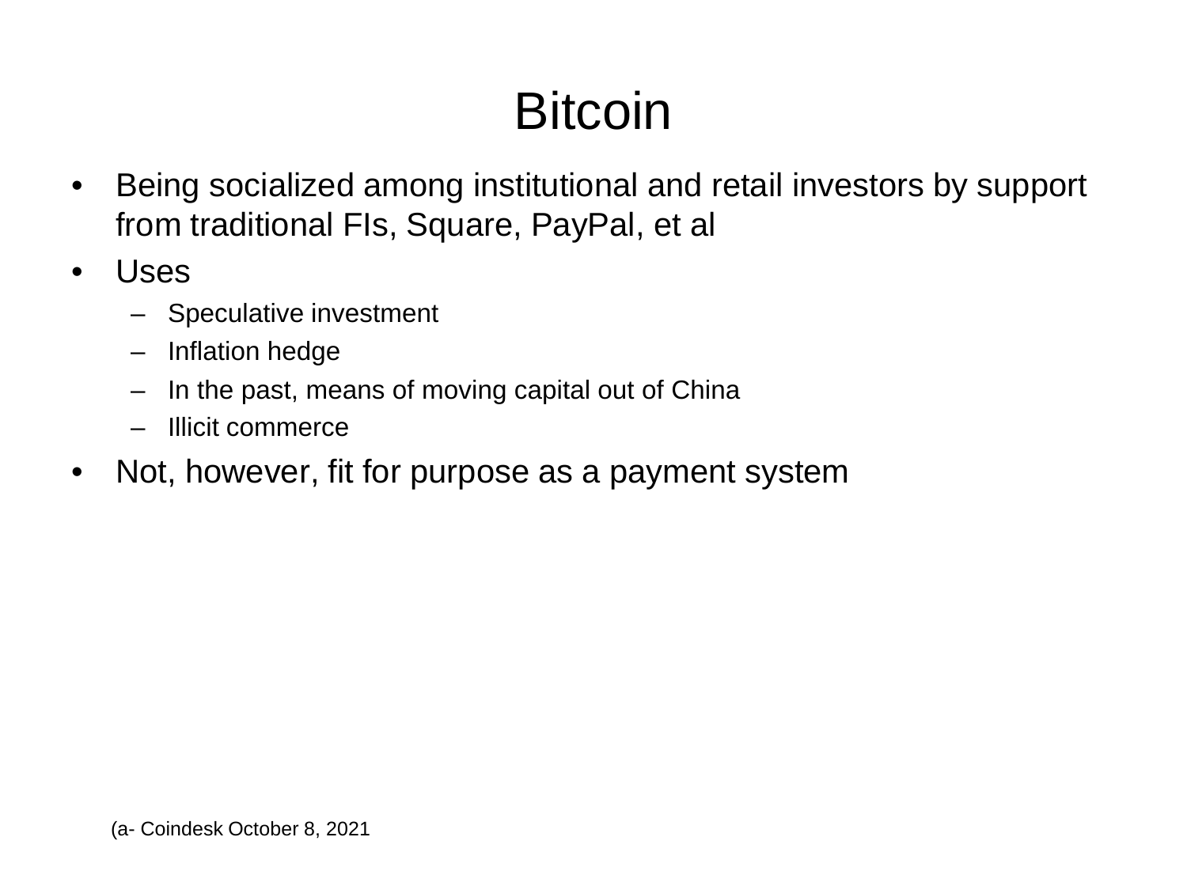# Bitcoin

- Being socialized among institutional and retail investors by support from traditional FIs, Square, PayPal, et al
- Uses
  - Speculative investment
  - Inflation hedge
  - In the past, means of moving capital out of China
  - Illicit commerce
- Not, however, fit for purpose as a payment system

(a- Coindesk October 8, 2021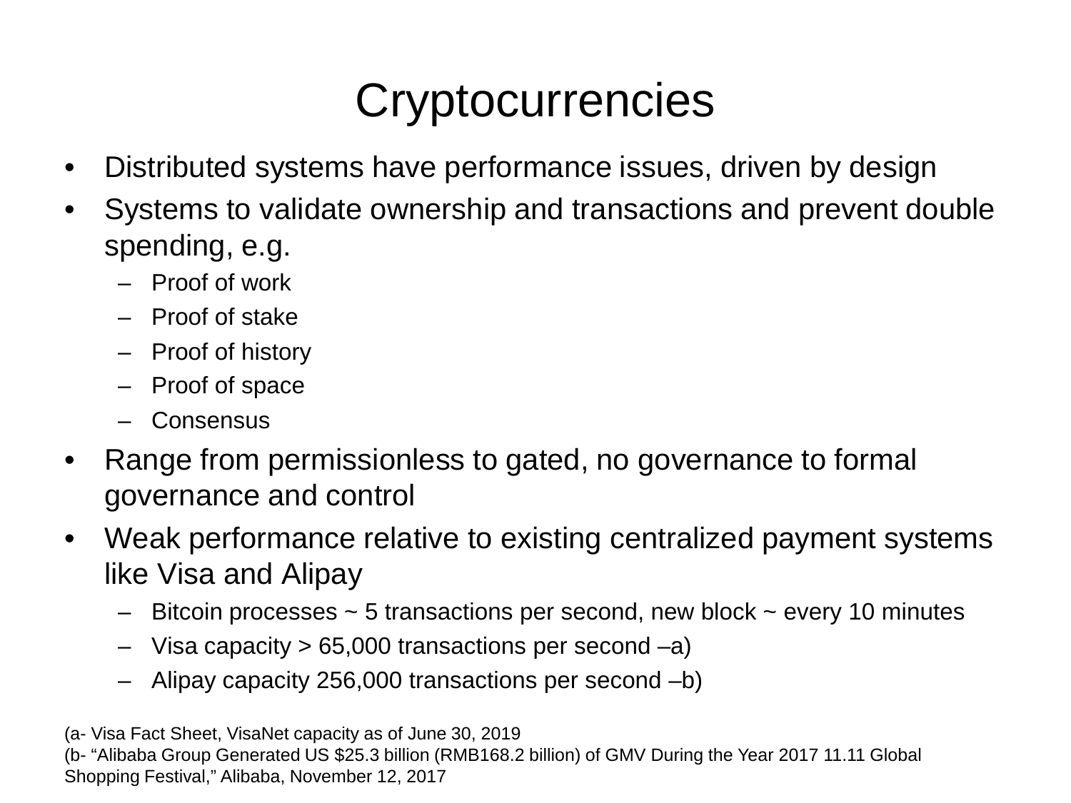# Cryptocurrencies

- Distributed systems have performance issues, driven by design
- Systems to validate ownership and transactions and prevent double spending, e.g.
  - Proof of work
  - Proof of stake
  - Proof of history
  - Proof of space
  - Consensus
- Range from permissionless to gated, no governance to formal governance and control
- Weak performance relative to existing centralized payment systems like Visa and Alipay
  - Bitcoin processes ~ 5 transactions per second, new block ~ every 10 minutes
  - Visa capacity > 65,000 transactions per second –a)
  - Alipay capacity 256,000 transactions per second –b)

(a- Visa Fact Sheet, VisaNet capacity as of June 30, 2019
(b- "Alibaba Group Generated US $25.3 billion (RMB168.2 billion) of GMV During the Year 2017 11.11 Global Shopping Festival," Alibaba, November 12, 2017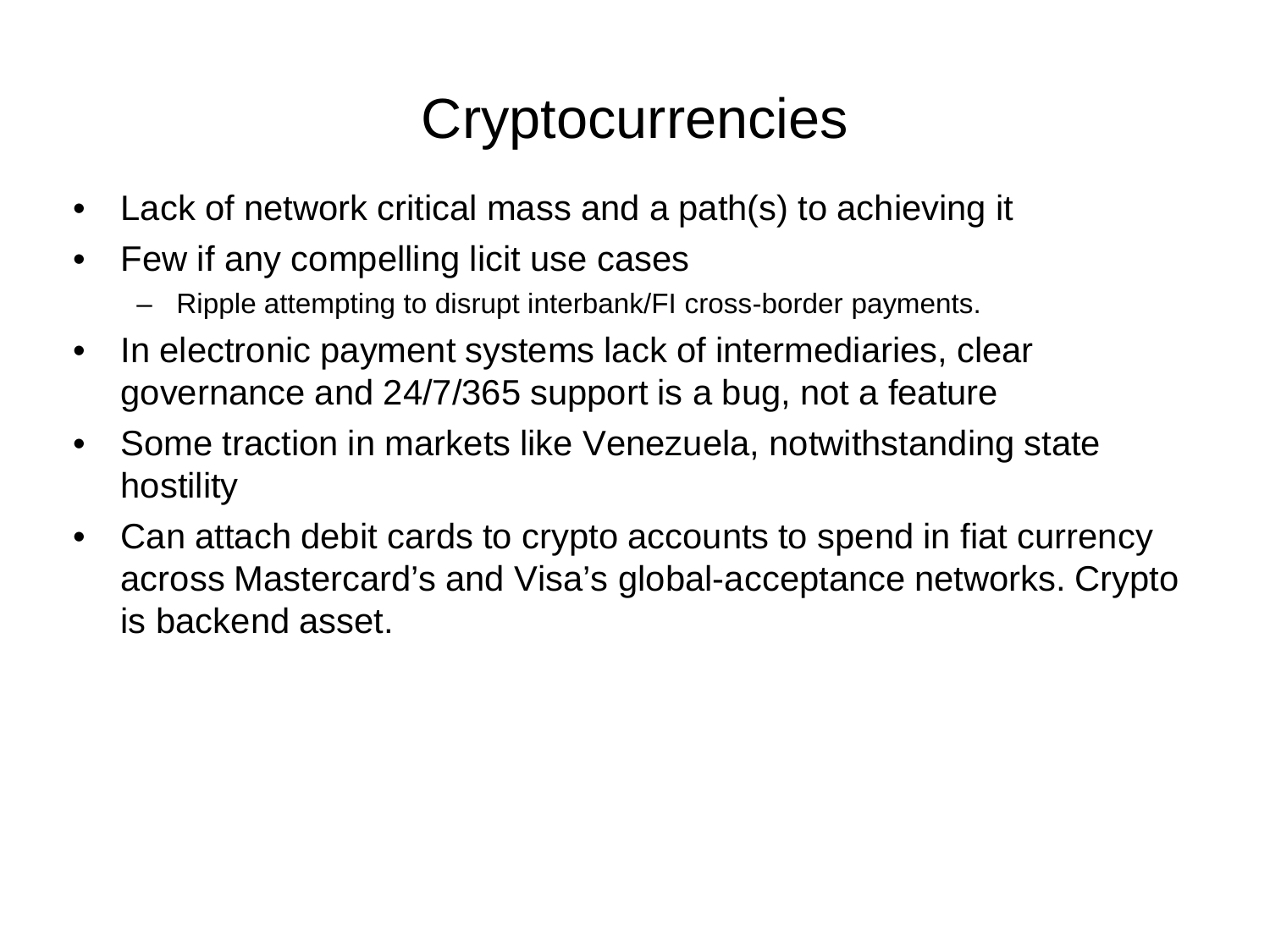# Cryptocurrencies

- Lack of network critical mass and a path(s) to achieving it
- Few if any compelling licit use cases
  - Ripple attempting to disrupt interbank/FI cross-border payments.
- In electronic payment systems lack of intermediaries, clear governance and 24/7/365 support is a bug, not a feature
- Some traction in markets like Venezuela, notwithstanding state hostility
- Can attach debit cards to crypto accounts to spend in fiat currency across Mastercard's and Visa's global-acceptance networks. Crypto is backend asset.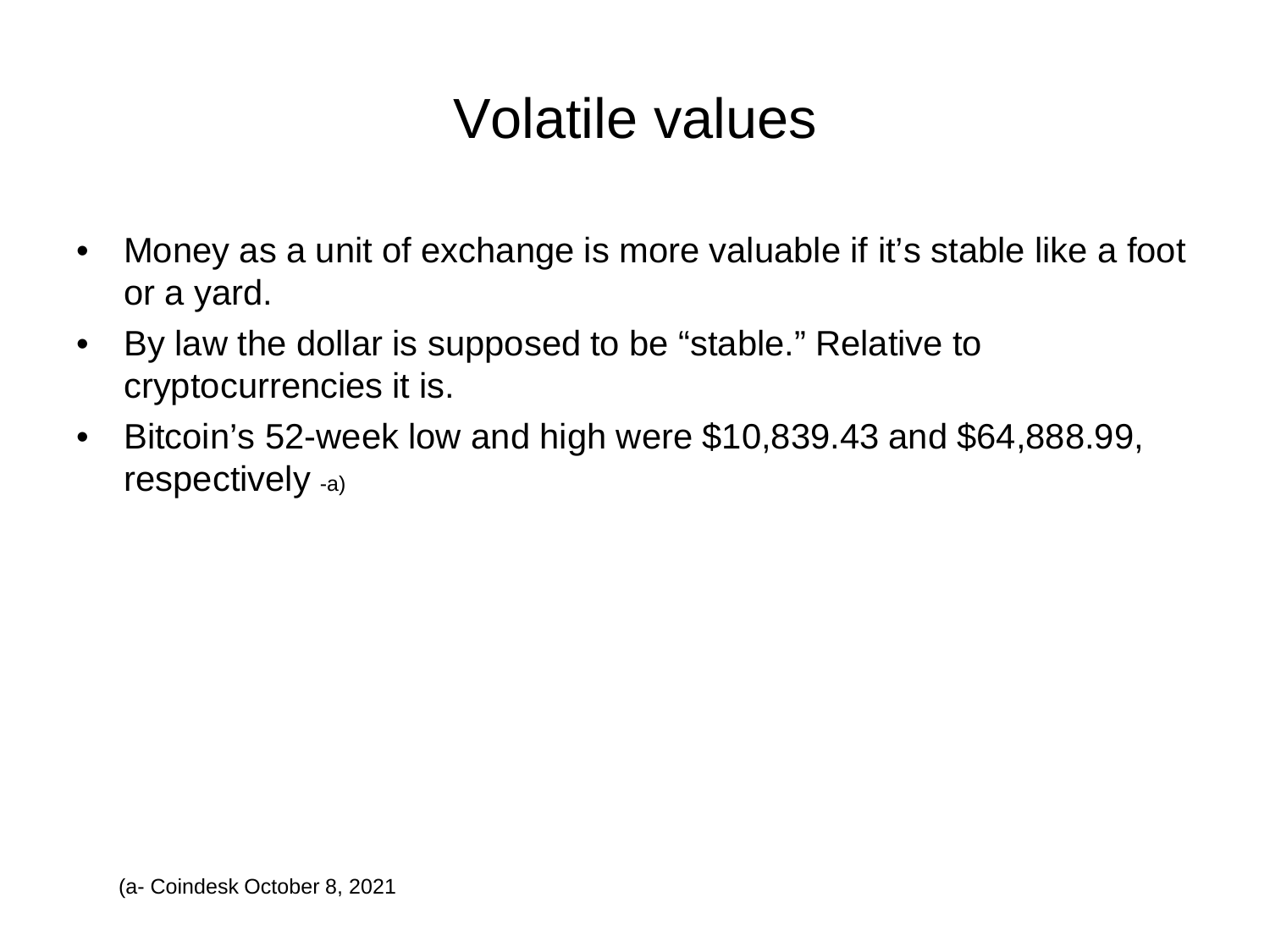# Volatile values

- Money as a unit of exchange is more valuable if it’s stable like a foot or a yard.
- By law the dollar is supposed to be “stable.” Relative to cryptocurrencies it is.
- Bitcoin’s 52-week low and high were $10,839.43 and $64,888.99, respectively -a)

(a- Coindesk October 8, 2021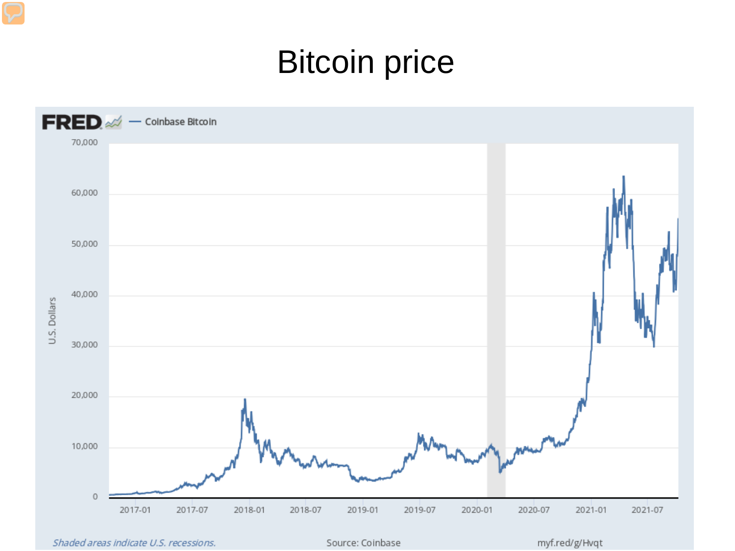# Bitcoin price

FRED — Coinbase Bitcoin

U.S. Dollars

70,000
60,000
50,000
40,000
30,000
20,000
10,000
0

2017-01 2017-07 2018-01 2018-07 2019-01 2019-07 2020-01 2020-07 2021-01 2021-07

*Shaded areas indicate U.S. recessions.*

Source: Coinbase

myf.red/g/Hvqt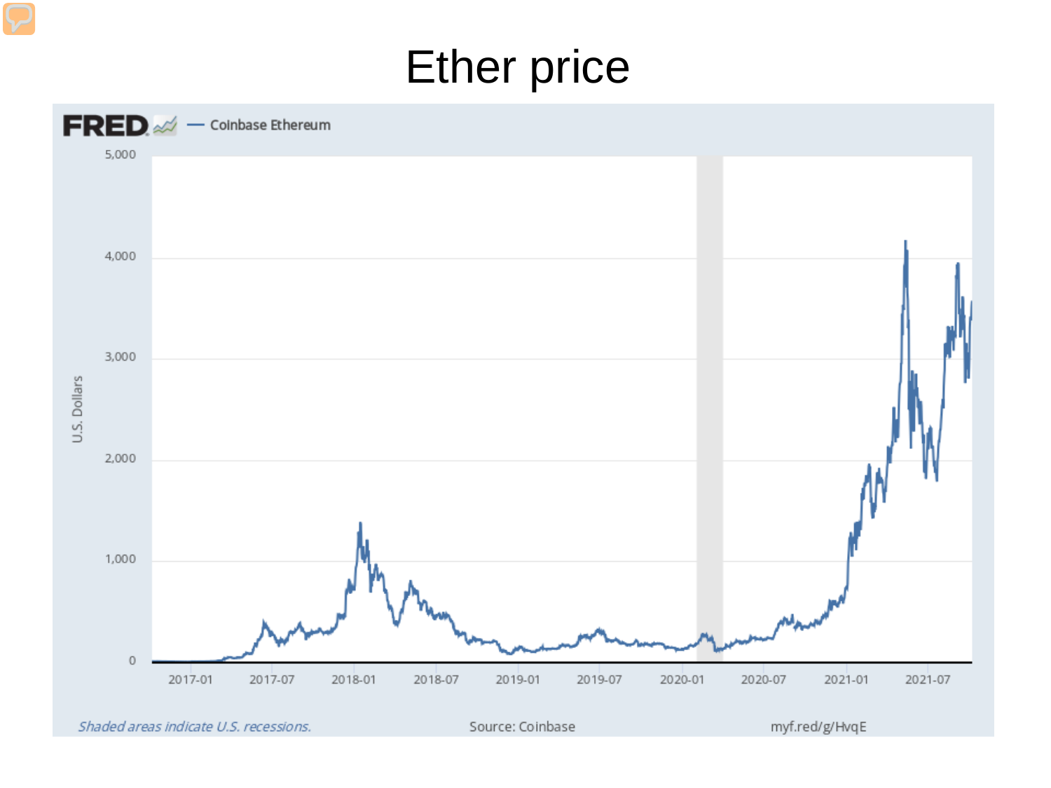# Ether price

FRED — Coinbase Ethereum

U.S. Dollars

5,000
4,000
3,000
2,000
1,000
0

2017-01 2017-07 2018-01 2018-07 2019-01 2019-07 2020-01 2020-07 2021-01 2021-07

*Shaded areas indicate U.S. recessions.*

Source: Coinbase

myf.red/g/HvqE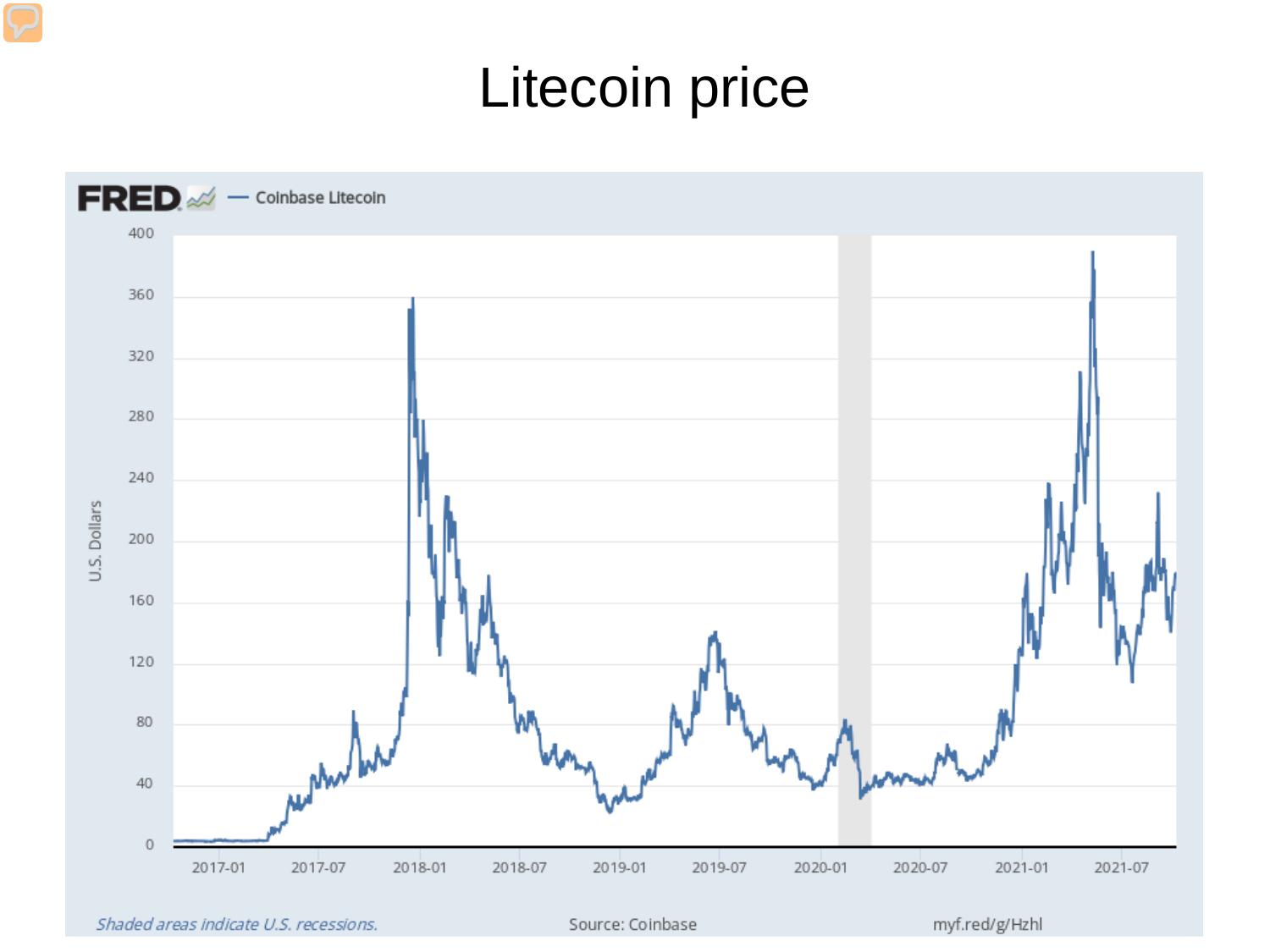# Litecoin price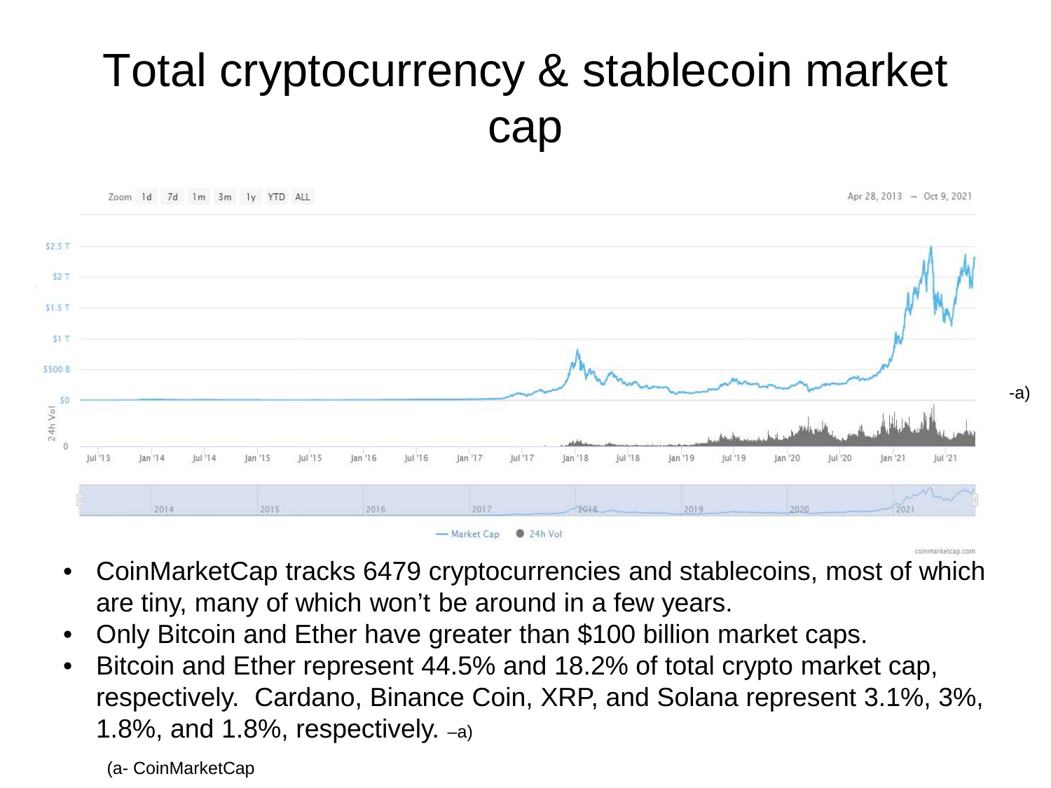# Total cryptocurrency & stablecoin market cap

-a)

- CoinMarketCap tracks 6479 cryptocurrencies and stablecoins, most of which are tiny, many of which won't be around in a few years.
- Only Bitcoin and Ether have greater than $100 billion market caps.
- Bitcoin and Ether represent 44.5% and 18.2% of total crypto market cap, respectively. Cardano, Binance Coin, XRP, and Solana represent 3.1%, 3%, 1.8%, and 1.8%, respectively. –a)

(a- CoinMarketCap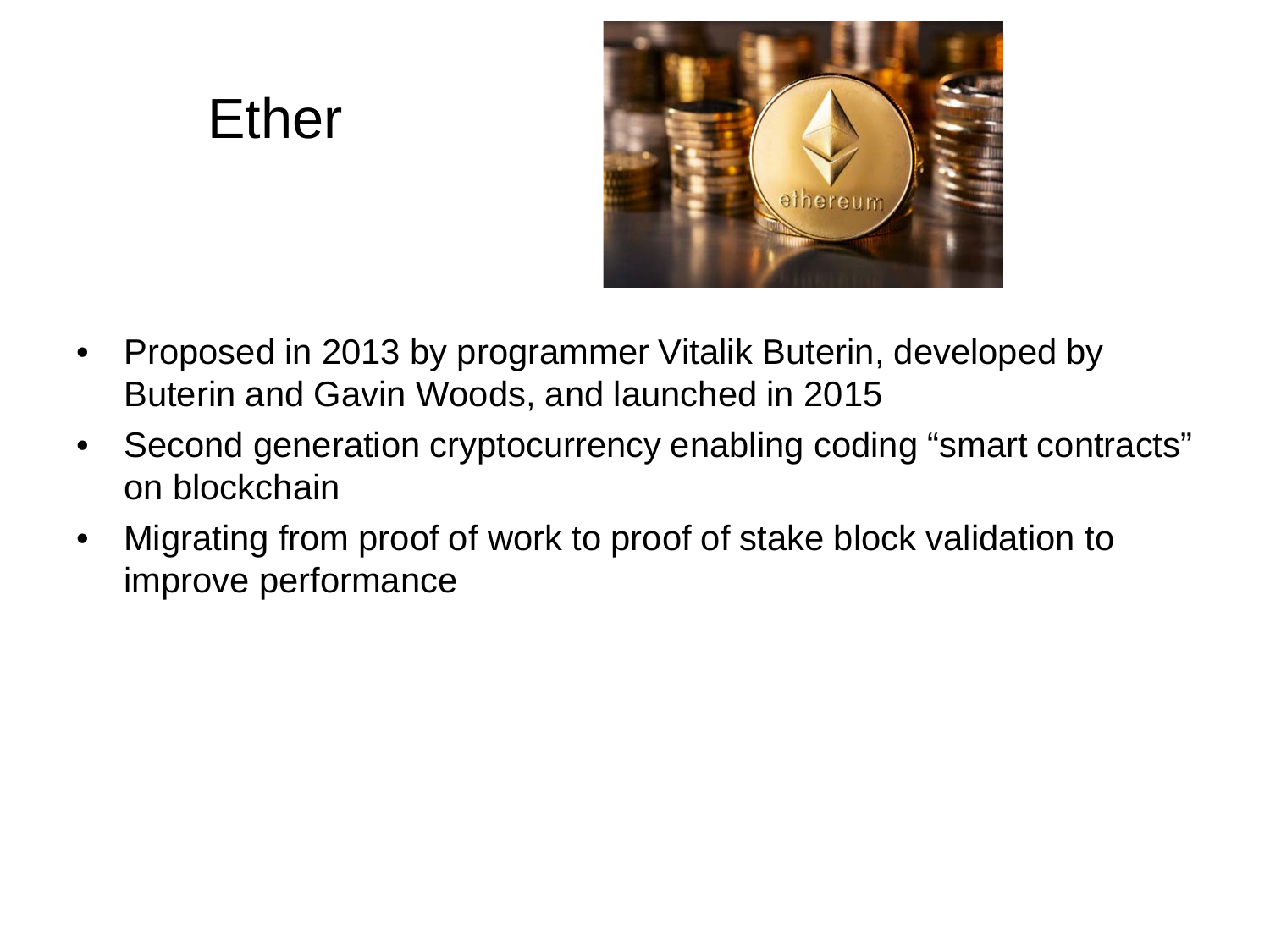# Ether

- Proposed in 2013 by programmer Vitalik Buterin, developed by Buterin and Gavin Woods, and launched in 2015
- Second generation cryptocurrency enabling coding “smart contracts” on blockchain
- Migrating from proof of work to proof of stake block validation to improve performance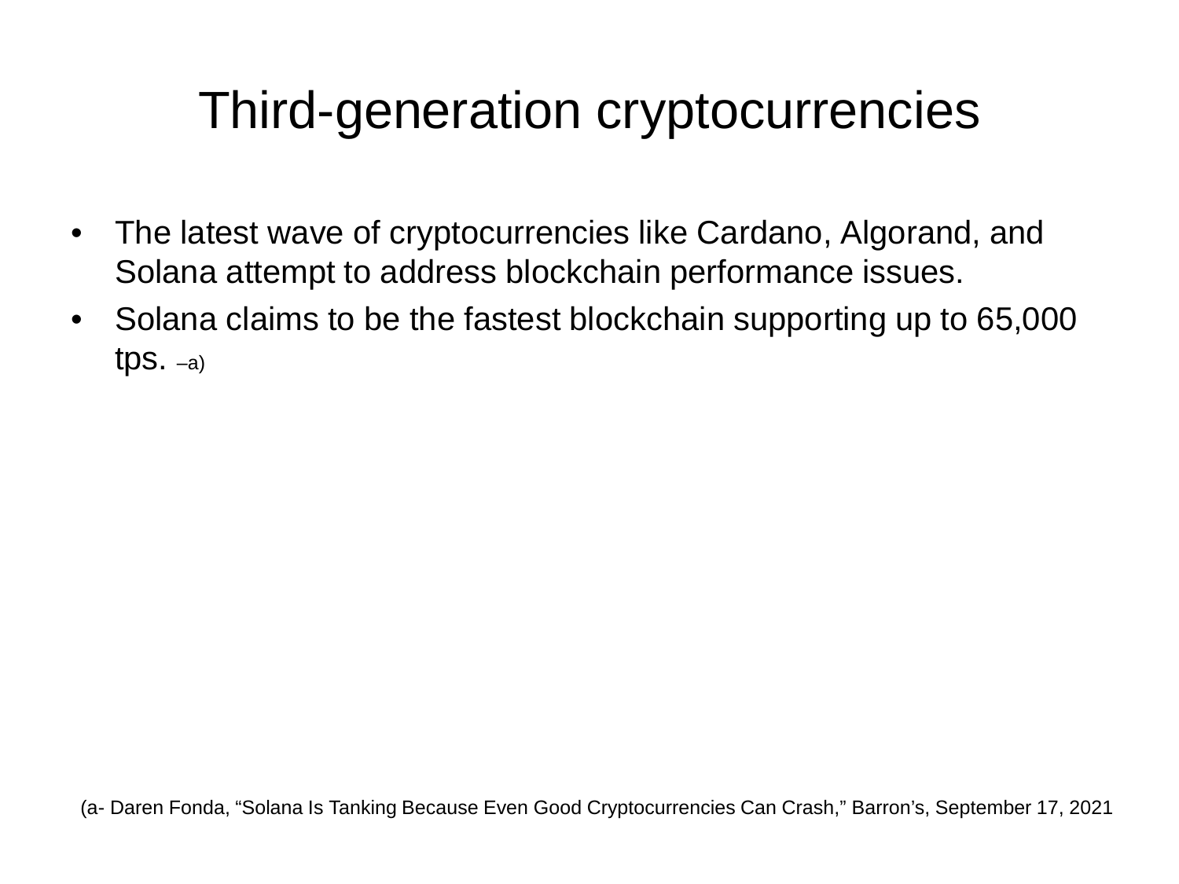# Third-generation cryptocurrencies

- The latest wave of cryptocurrencies like Cardano, Algorand, and Solana attempt to address blockchain performance issues.
- Solana claims to be the fastest blockchain supporting up to 65,000 tps. –a)

(a- Daren Fonda, "Solana Is Tanking Because Even Good Cryptocurrencies Can Crash," Barron's, September 17, 2021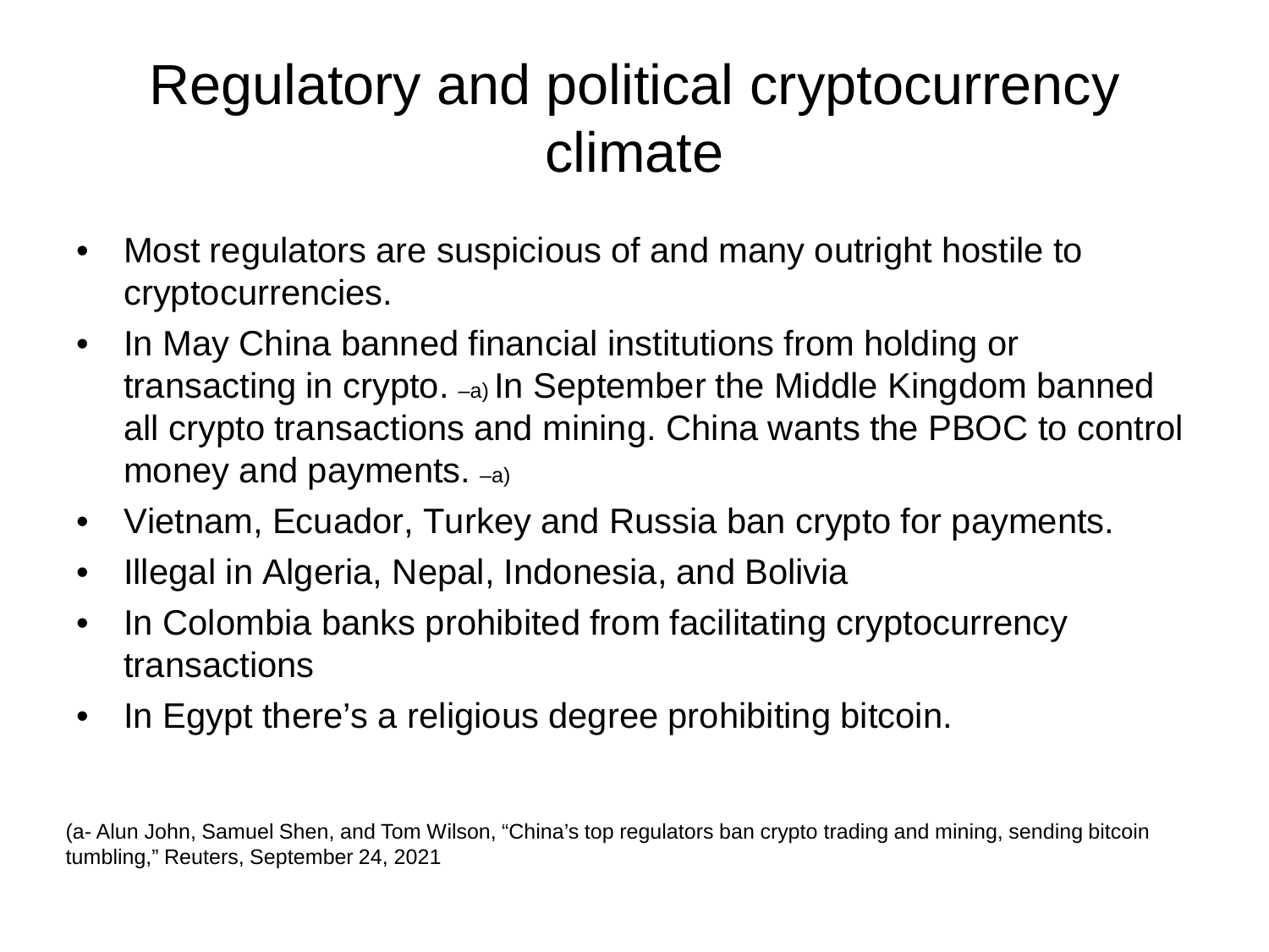# Regulatory and political cryptocurrency climate

- Most regulators are suspicious of and many outright hostile to cryptocurrencies.
- In May China banned financial institutions from holding or transacting in crypto. –a) In September the Middle Kingdom banned all crypto transactions and mining. China wants the PBOC to control money and payments. –a)
- Vietnam, Ecuador, Turkey and Russia ban crypto for payments.
- Illegal in Algeria, Nepal, Indonesia, and Bolivia
- In Colombia banks prohibited from facilitating cryptocurrency transactions
- In Egypt there's a religious degree prohibiting bitcoin.

(a- Alun John, Samuel Shen, and Tom Wilson, "China's top regulators ban crypto trading and mining, sending bitcoin tumbling," Reuters, September 24, 2021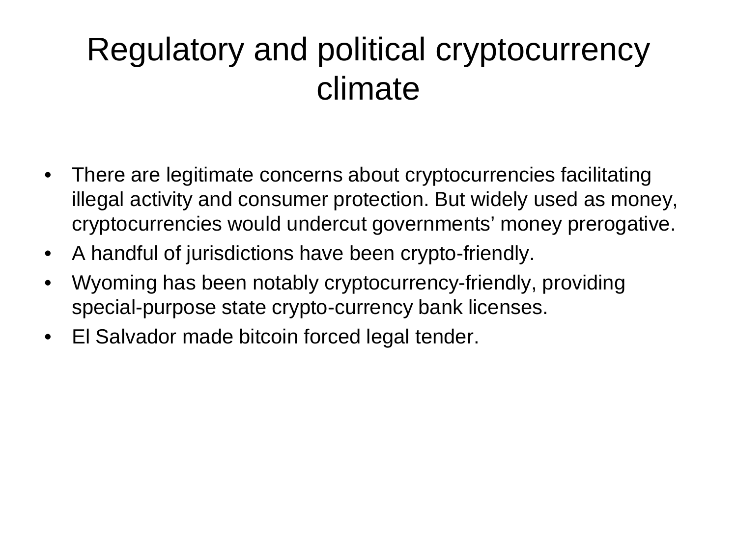# Regulatory and political cryptocurrency climate

- There are legitimate concerns about cryptocurrencies facilitating illegal activity and consumer protection. But widely used as money, cryptocurrencies would undercut governments' money prerogative.
- A handful of jurisdictions have been crypto-friendly.
- Wyoming has been notably cryptocurrency-friendly, providing special-purpose state crypto-currency bank licenses.
- El Salvador made bitcoin forced legal tender.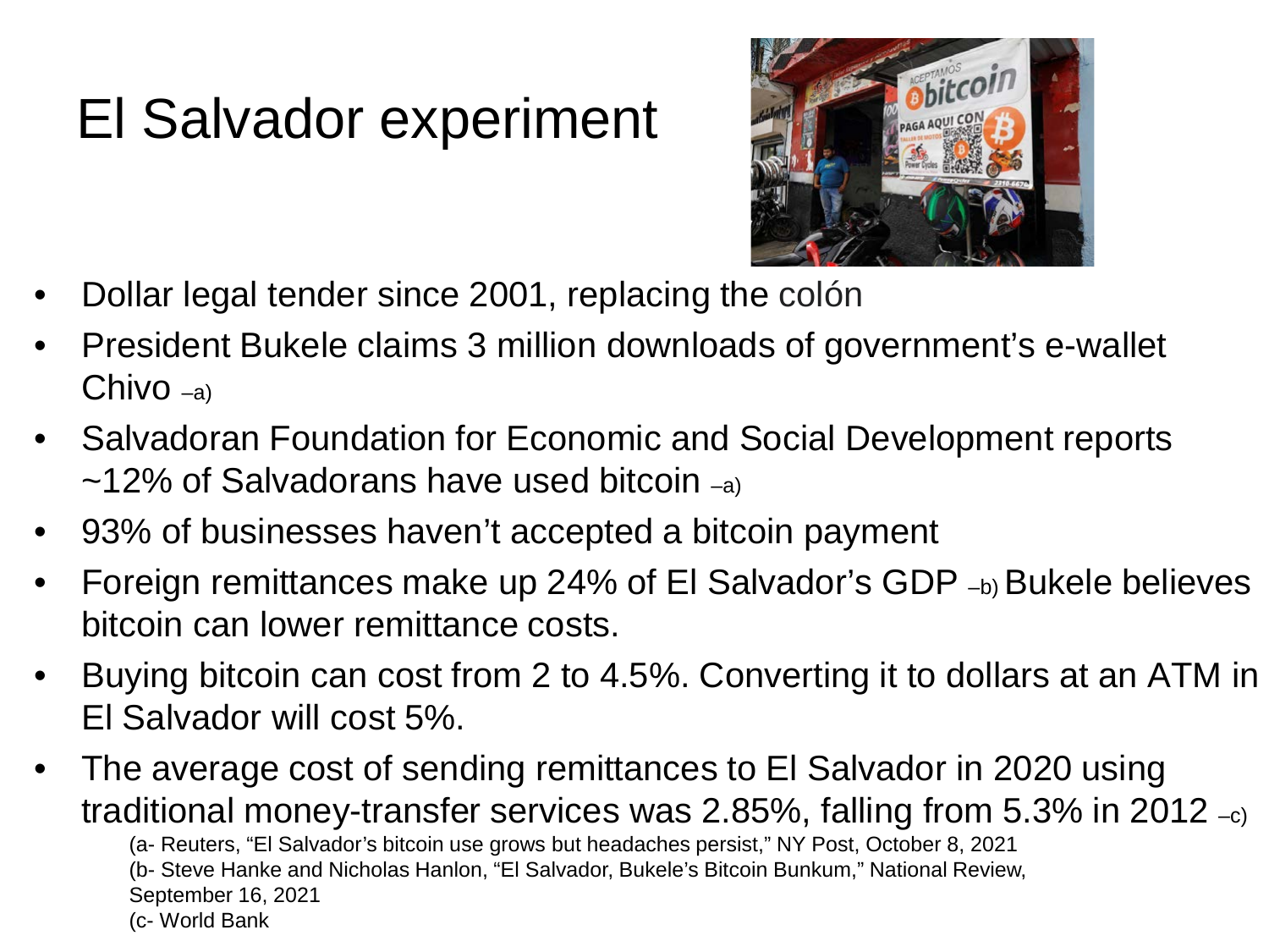# El Salvador experiment

- Dollar legal tender since 2001, replacing the colón
- President Bukele claims 3 million downloads of government's e-wallet Chivo –a)
- Salvadoran Foundation for Economic and Social Development reports ~12% of Salvadorans have used bitcoin –a)
- 93% of businesses haven't accepted a bitcoin payment
- Foreign remittances make up 24% of El Salvador's GDP –b) Bukele believes bitcoin can lower remittance costs.
- Buying bitcoin can cost from 2 to 4.5%. Converting it to dollars at an ATM in El Salvador will cost 5%.
- The average cost of sending remittances to El Salvador in 2020 using traditional money-transfer services was 2.85%, falling from 5.3% in 2012 –c)

(a- Reuters, "El Salvador's bitcoin use grows but headaches persist," NY Post, October 8, 2021
(b- Steve Hanke and Nicholas Hanlon, "El Salvador, Bukele's Bitcoin Bunkum," National Review, September 16, 2021
(c- World Bank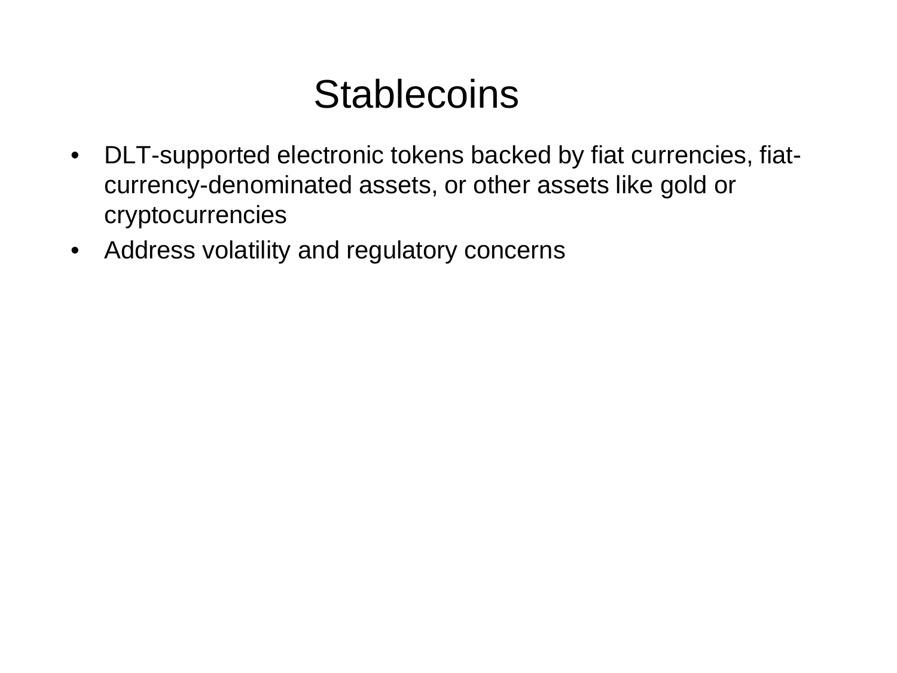# Stablecoins

- DLT-supported electronic tokens backed by fiat currencies, fiat-currency-denominated assets, or other assets like gold or cryptocurrencies
- Address volatility and regulatory concerns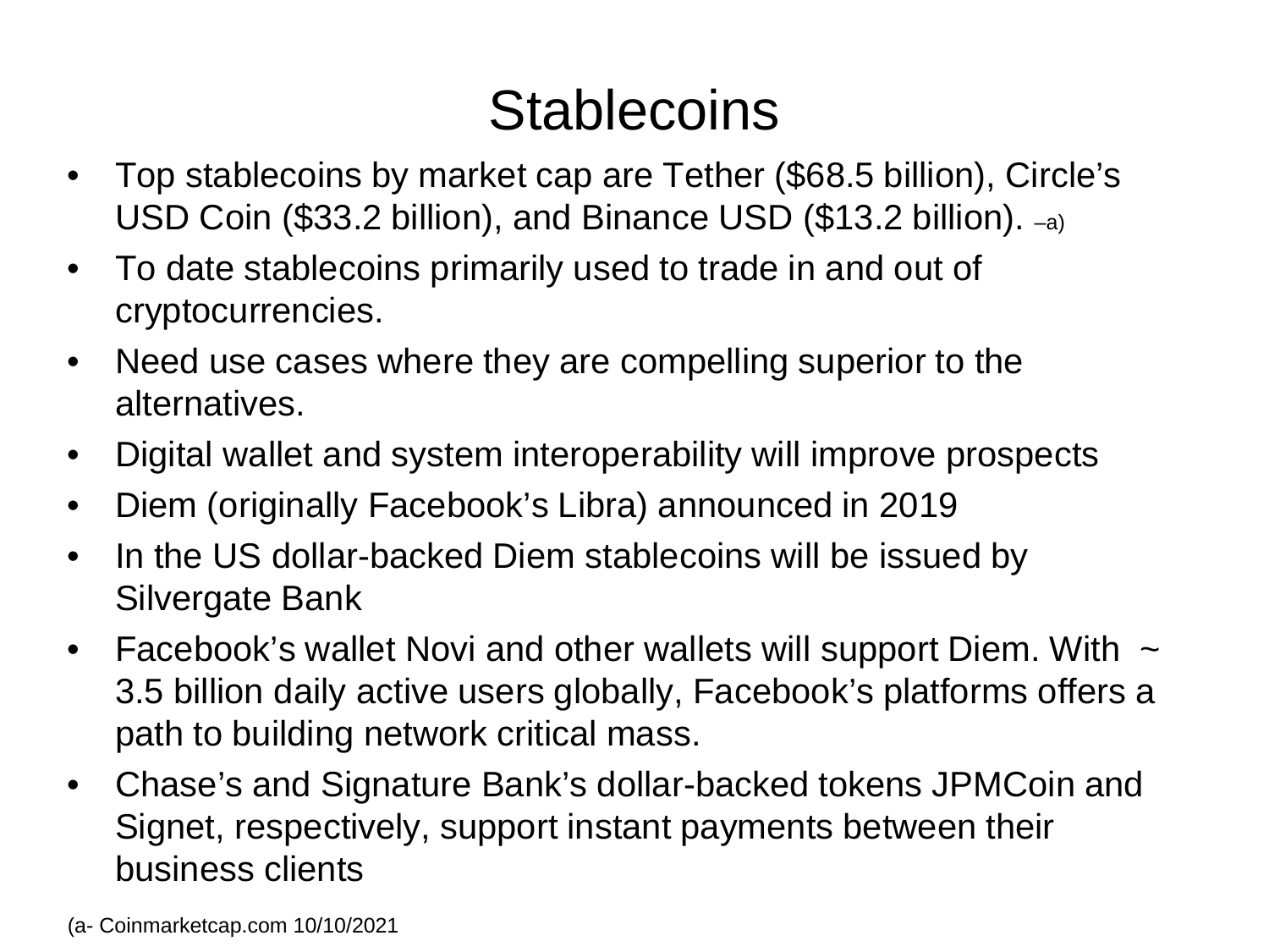# Stablecoins

- Top stablecoins by market cap are Tether ($68.5 billion), Circle's USD Coin ($33.2 billion), and Binance USD ($13.2 billion). –a)
- To date stablecoins primarily used to trade in and out of cryptocurrencies.
- Need use cases where they are compelling superior to the alternatives.
- Digital wallet and system interoperability will improve prospects
- Diem (originally Facebook's Libra) announced in 2019
- In the US dollar-backed Diem stablecoins will be issued by Silvergate Bank
- Facebook's wallet Novi and other wallets will support Diem. With ~ 3.5 billion daily active users globally, Facebook's platforms offers a path to building network critical mass.
- Chase's and Signature Bank's dollar-backed tokens JPMCoin and Signet, respectively, support instant payments between their business clients

(a- Coinmarketcap.com 10/10/2021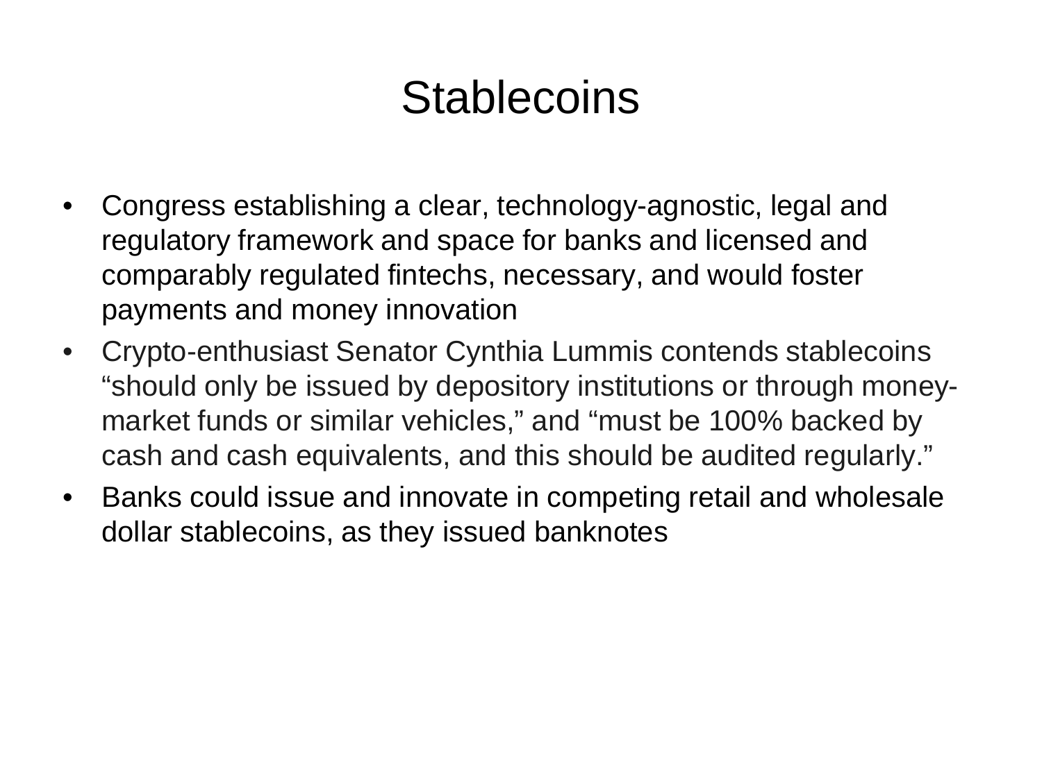# Stablecoins

- Congress establishing a clear, technology-agnostic, legal and regulatory framework and space for banks and licensed and comparably regulated fintechs, necessary, and would foster payments and money innovation
- Crypto-enthusiast Senator Cynthia Lummis contends stablecoins "should only be issued by depository institutions or through money-market funds or similar vehicles," and "must be 100% backed by cash and cash equivalents, and this should be audited regularly."
- Banks could issue and innovate in competing retail and wholesale dollar stablecoins, as they issued banknotes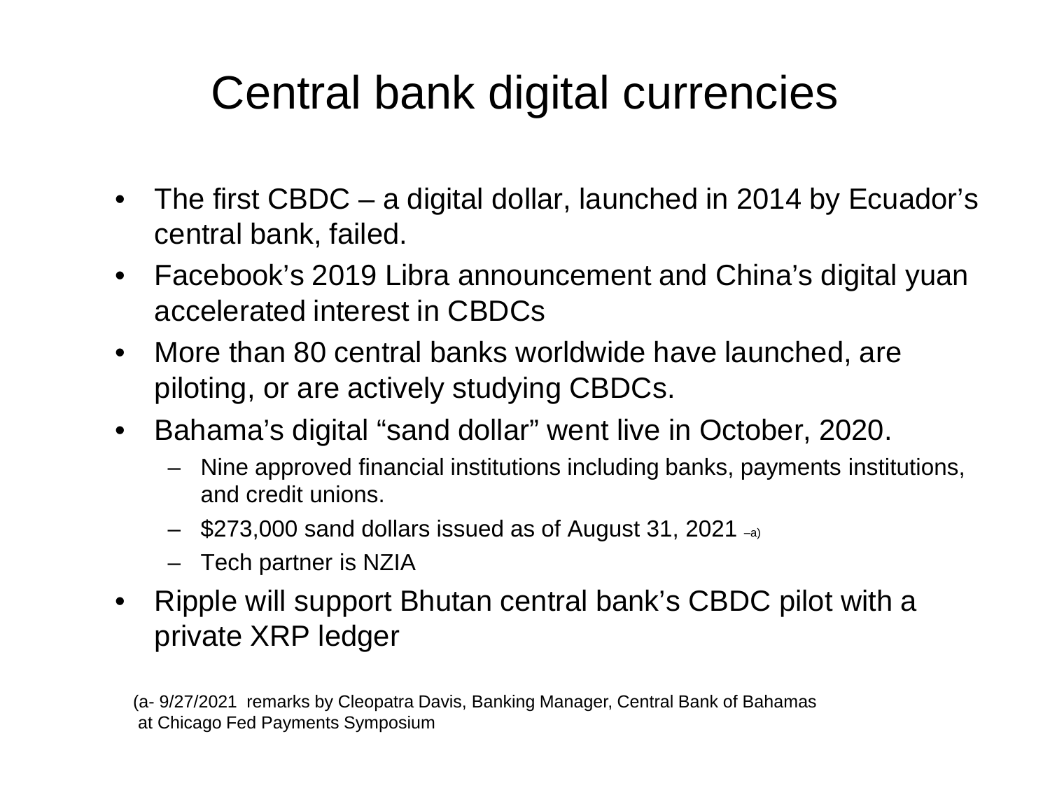# Central bank digital currencies

- The first CBDC – a digital dollar, launched in 2014 by Ecuador's central bank, failed.
- Facebook's 2019 Libra announcement and China's digital yuan accelerated interest in CBDCs
- More than 80 central banks worldwide have launched, are piloting, or are actively studying CBDCs.
- Bahama's digital "sand dollar" went live in October, 2020.
  - Nine approved financial institutions including banks, payments institutions, and credit unions.
  - $273,000 sand dollars issued as of August 31, 2021 –a)
  - Tech partner is NZIA
- Ripple will support Bhutan central bank's CBDC pilot with a private XRP ledger

(a- 9/27/2021 remarks by Cleopatra Davis, Banking Manager, Central Bank of Bahamas at Chicago Fed Payments Symposium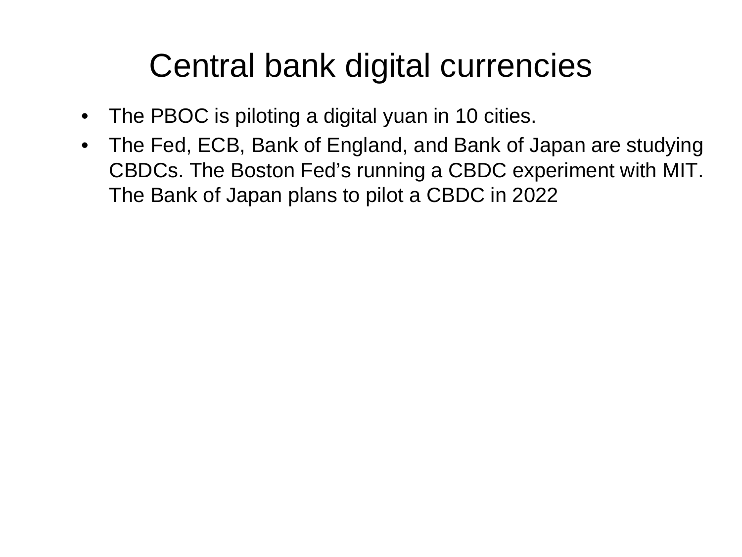# Central bank digital currencies

- The PBOC is piloting a digital yuan in 10 cities.
- The Fed, ECB, Bank of England, and Bank of Japan are studying CBDCs. The Boston Fed's running a CBDC experiment with MIT. The Bank of Japan plans to pilot a CBDC in 2022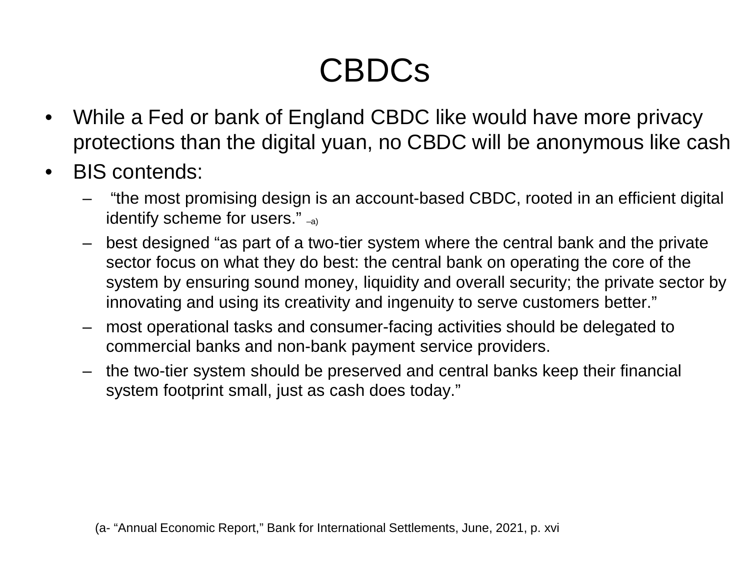# CBDCs

- While a Fed or bank of England CBDC like would have more privacy protections than the digital yuan, no CBDC will be anonymous like cash
- BIS contends:
  - "the most promising design is an account-based CBDC, rooted in an efficient digital identify scheme for users." –a)
  - best designed "as part of a two-tier system where the central bank and the private sector focus on what they do best: the central bank on operating the core of the system by ensuring sound money, liquidity and overall security; the private sector by innovating and using its creativity and ingenuity to serve customers better."
  - most operational tasks and consumer-facing activities should be delegated to commercial banks and non-bank payment service providers.
  - the two-tier system should be preserved and central banks keep their financial system footprint small, just as cash does today."

(a- "Annual Economic Report," Bank for International Settlements, June, 2021, p. xvi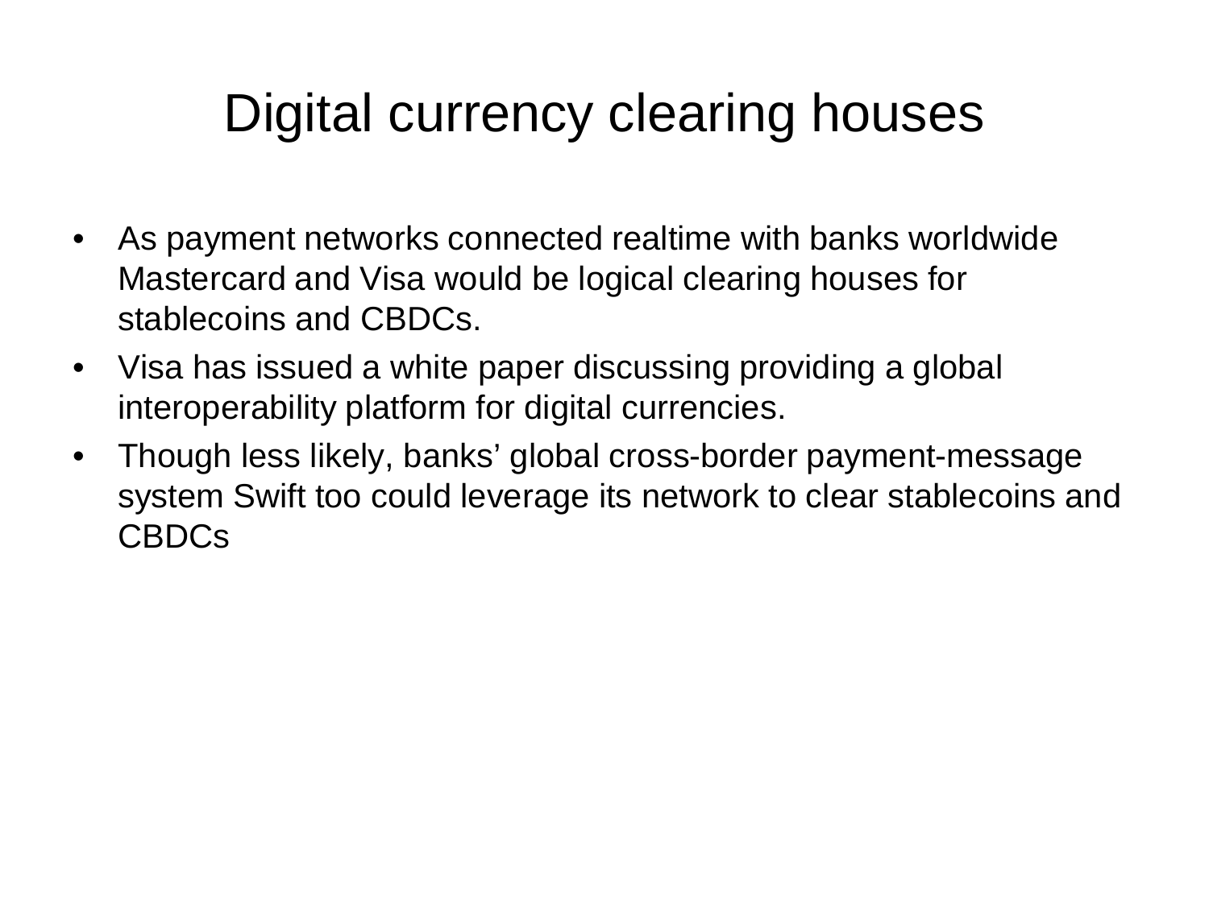# Digital currency clearing houses

- As payment networks connected realtime with banks worldwide Mastercard and Visa would be logical clearing houses for stablecoins and CBDCs.
- Visa has issued a white paper discussing providing a global interoperability platform for digital currencies.
- Though less likely, banks' global cross-border payment-message system Swift too could leverage its network to clear stablecoins and CBDCs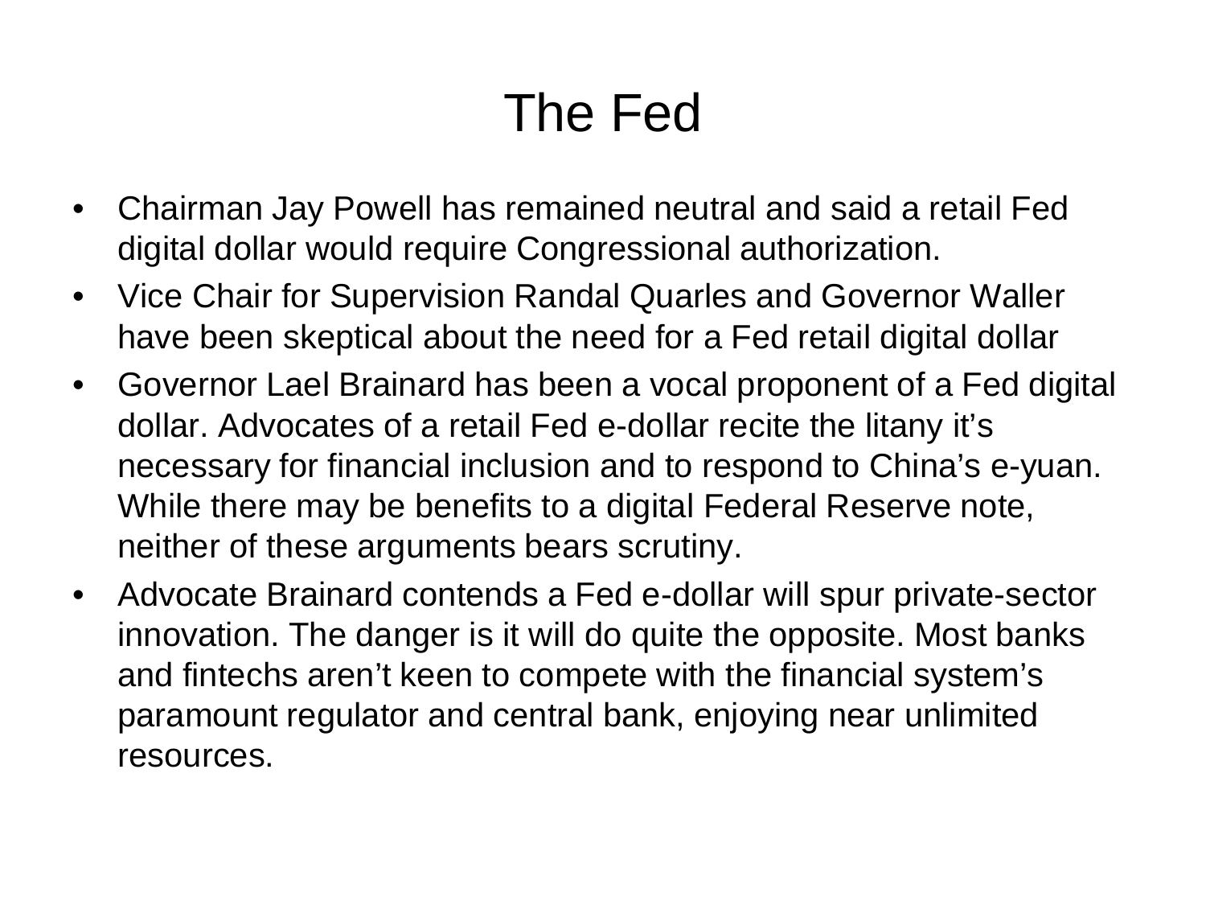# The Fed

- Chairman Jay Powell has remained neutral and said a retail Fed digital dollar would require Congressional authorization.
- Vice Chair for Supervision Randal Quarles and Governor Waller have been skeptical about the need for a Fed retail digital dollar
- Governor Lael Brainard has been a vocal proponent of a Fed digital dollar. Advocates of a retail Fed e-dollar recite the litany it's necessary for financial inclusion and to respond to China's e-yuan. While there may be benefits to a digital Federal Reserve note, neither of these arguments bears scrutiny.
- Advocate Brainard contends a Fed e-dollar will spur private-sector innovation. The danger is it will do quite the opposite. Most banks and fintechs aren't keen to compete with the financial system's paramount regulator and central bank, enjoying near unlimited resources.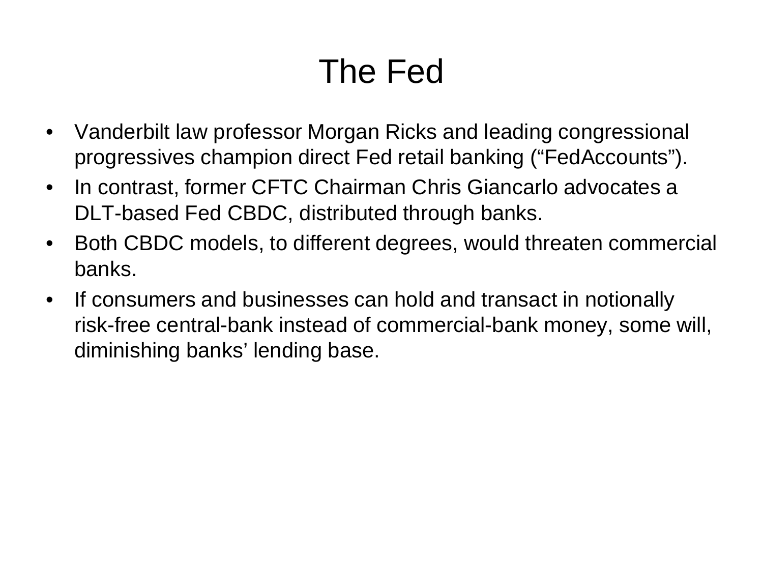# The Fed

- Vanderbilt law professor Morgan Ricks and leading congressional progressives champion direct Fed retail banking ("FedAccounts").
- In contrast, former CFTC Chairman Chris Giancarlo advocates a DLT-based Fed CBDC, distributed through banks.
- Both CBDC models, to different degrees, would threaten commercial banks.
- If consumers and businesses can hold and transact in notionally risk-free central-bank instead of commercial-bank money, some will, diminishing banks' lending base.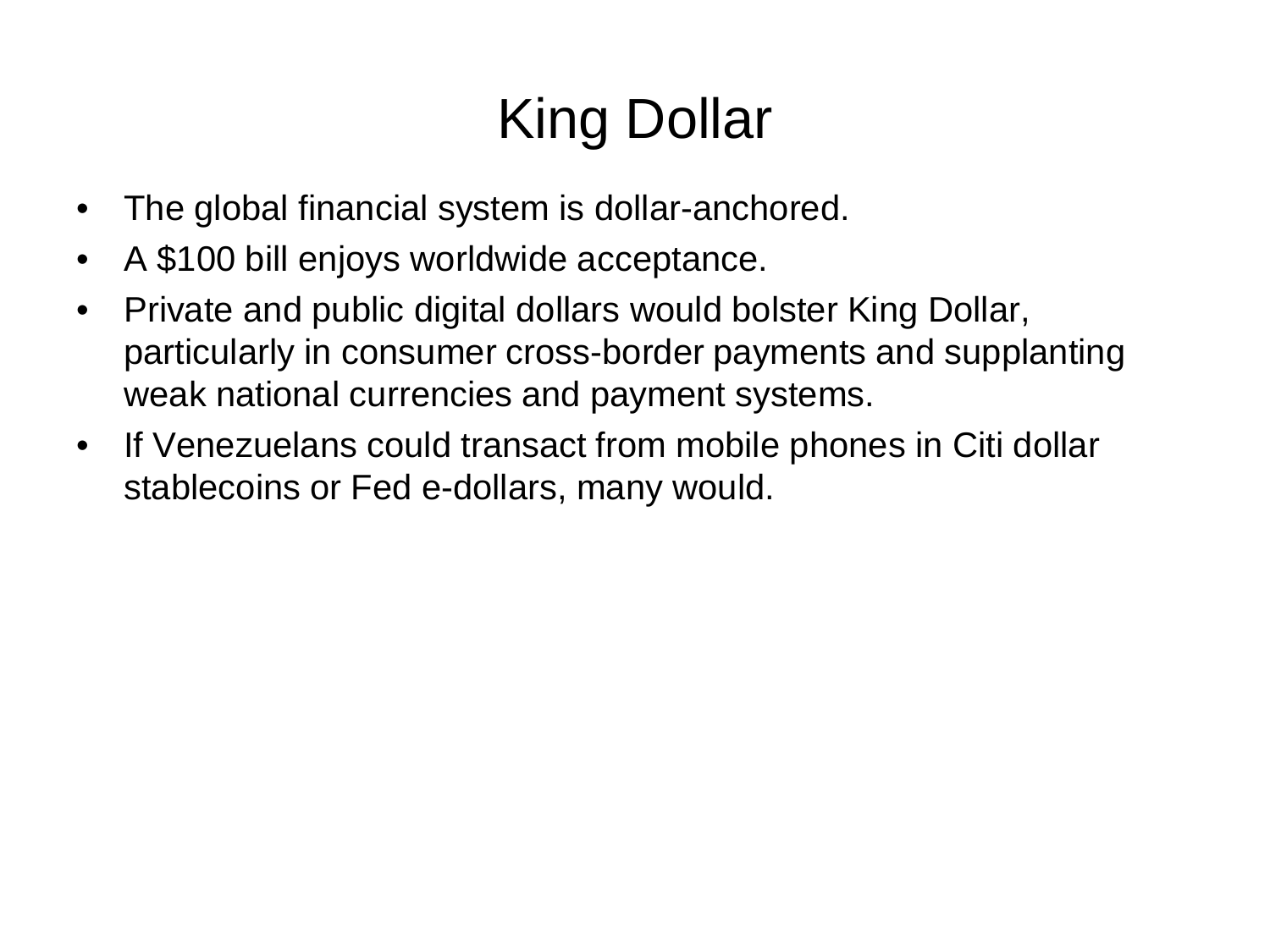# King Dollar

- The global financial system is dollar-anchored.
- A $100 bill enjoys worldwide acceptance.
- Private and public digital dollars would bolster King Dollar, particularly in consumer cross-border payments and supplanting weak national currencies and payment systems.
- If Venezuelans could transact from mobile phones in Citi dollar stablecoins or Fed e-dollars, many would.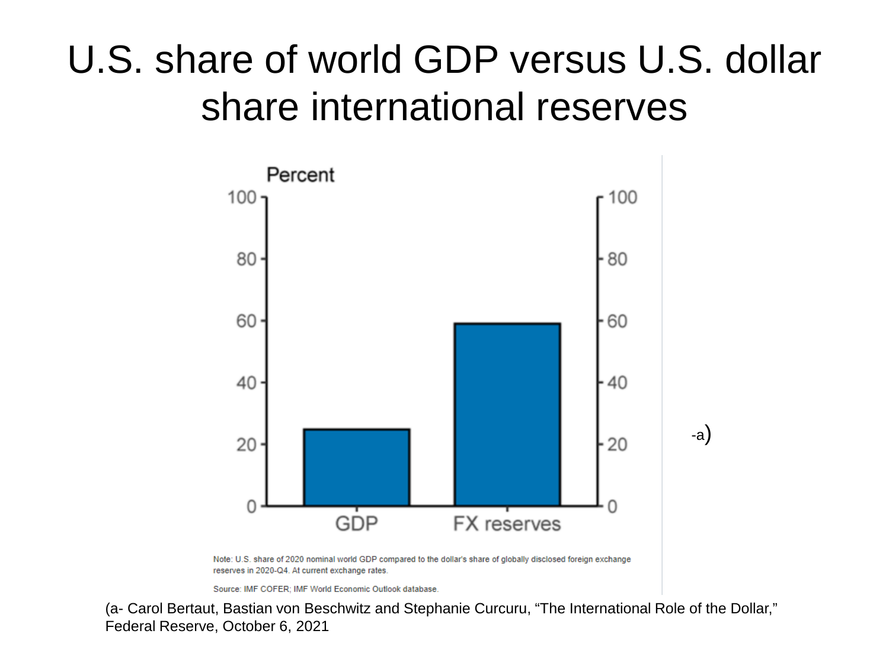# U.S. share of world GDP versus U.S. dollar share international reserves

Percent

| | Percent |
|---|---|
| GDP | ~25 |
| FX reserves | ~59 |

Note: U.S. share of 2020 nominal world GDP compared to the dollar's share of globally disclosed foreign exchange reserves in 2020-Q4. At current exchange rates.

Source: IMF COFER; IMF World Economic Outlook database.

-a)

(a- Carol Bertaut, Bastian von Beschwitz and Stephanie Curcuru, "The International Role of the Dollar," Federal Reserve, October 6, 2021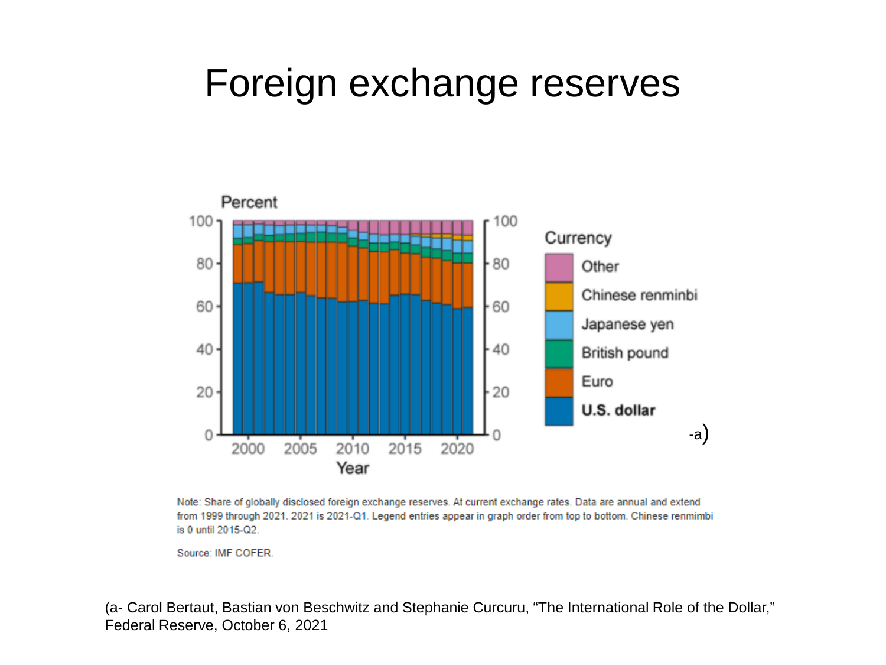# Foreign exchange reserves

Note: Share of globally disclosed foreign exchange reserves. At current exchange rates. Data are annual and extend from 1999 through 2021. 2021 is 2021-Q1. Legend entries appear in graph order from top to bottom. Chinese renmimbi is 0 until 2015-Q2.

Source: IMF COFER.

(a- Carol Bertaut, Bastian von Beschwitz and Stephanie Curcuru, “The International Role of the Dollar,” Federal Reserve, October 6, 2021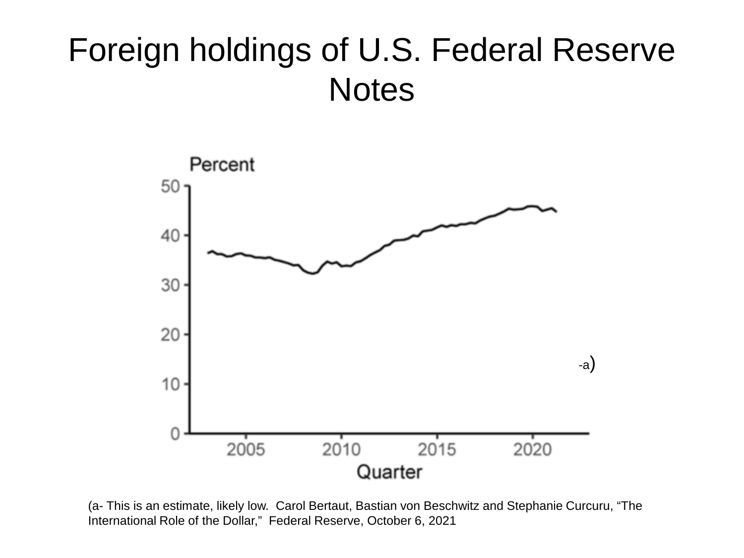# Foreign holdings of U.S. Federal Reserve Notes

Percent

50
40
30
20
10
0

2005 2010 2015 2020

Quarter

-a)

(a- This is an estimate, likely low. Carol Bertaut, Bastian von Beschwitz and Stephanie Curcuru, “The International Role of the Dollar,” Federal Reserve, October 6, 2021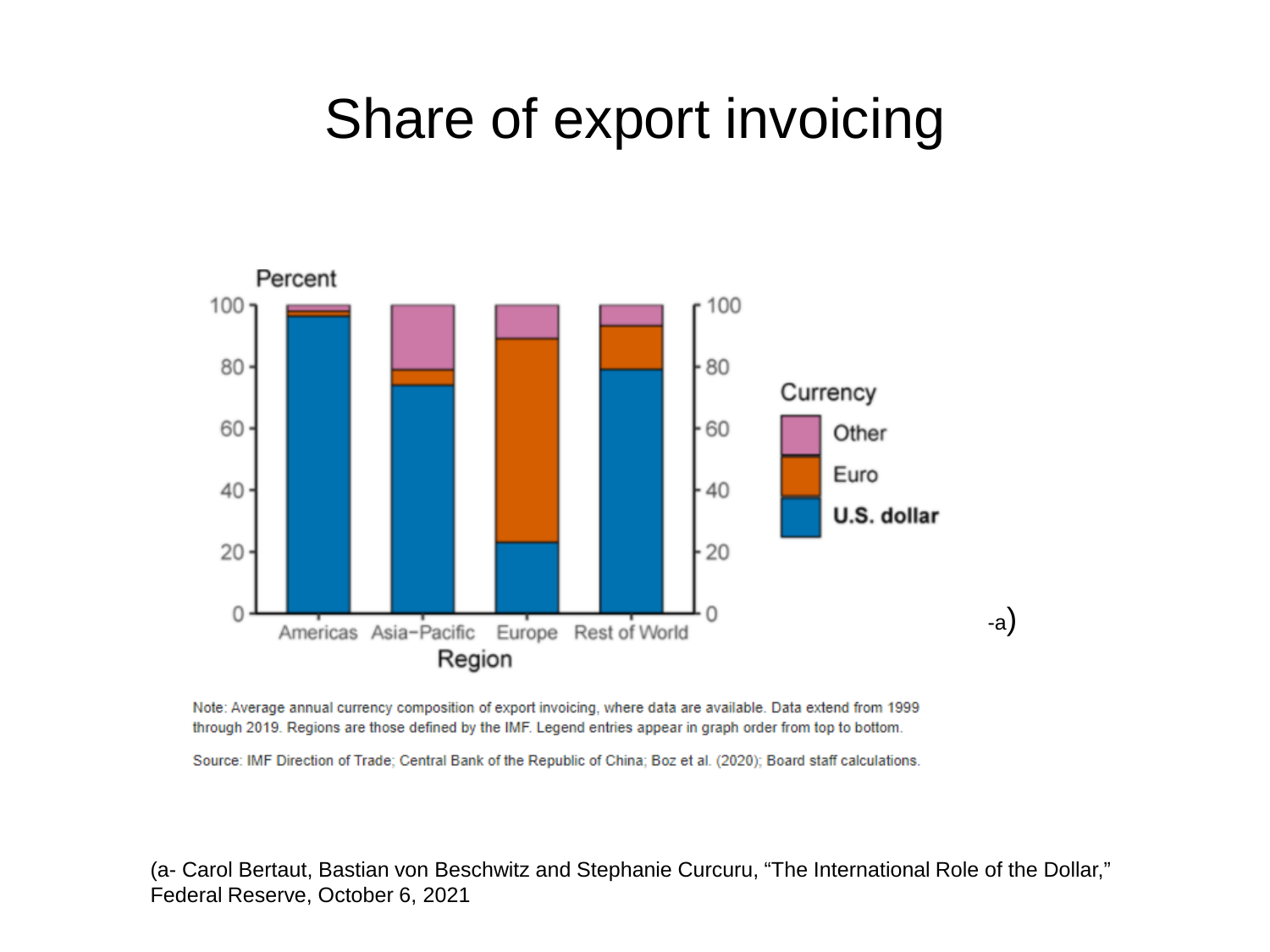# Share of export invoicing

Note: Average annual currency composition of export invoicing, where data are available. Data extend from 1999 through 2019. Regions are those defined by the IMF. Legend entries appear in graph order from top to bottom.

Source: IMF Direction of Trade; Central Bank of the Republic of China; Boz et al. (2020); Board staff calculations.

-a)

(a- Carol Bertaut, Bastian von Beschwitz and Stephanie Curcuru, "The International Role of the Dollar," Federal Reserve, October 6, 2021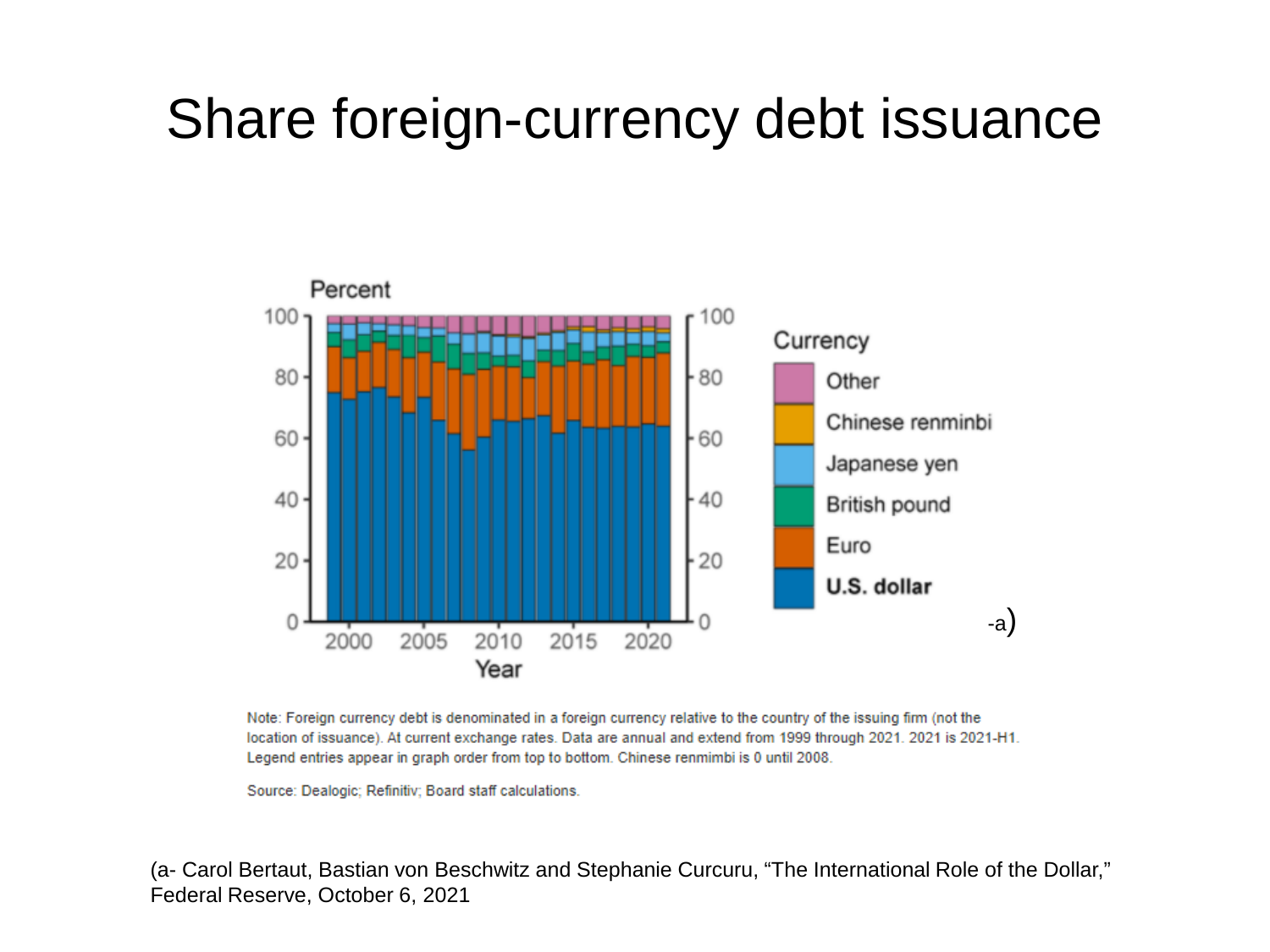# Share foreign-currency debt issuance

Percent

Currency: Other, Chinese renminbi, Japanese yen, British pound, Euro, **U.S. dollar**

-a)

Note: Foreign currency debt is denominated in a foreign currency relative to the country of the issuing firm (not the location of issuance). At current exchange rates. Data are annual and extend from 1999 through 2021. 2021 is 2021-H1. Legend entries appear in graph order from top to bottom. Chinese renminbi is 0 until 2008.

Source: Dealogic; Refinitiv; Board staff calculations.

(a- Carol Bertaut, Bastian von Beschwitz and Stephanie Curcuru, "The International Role of the Dollar," Federal Reserve, October 6, 2021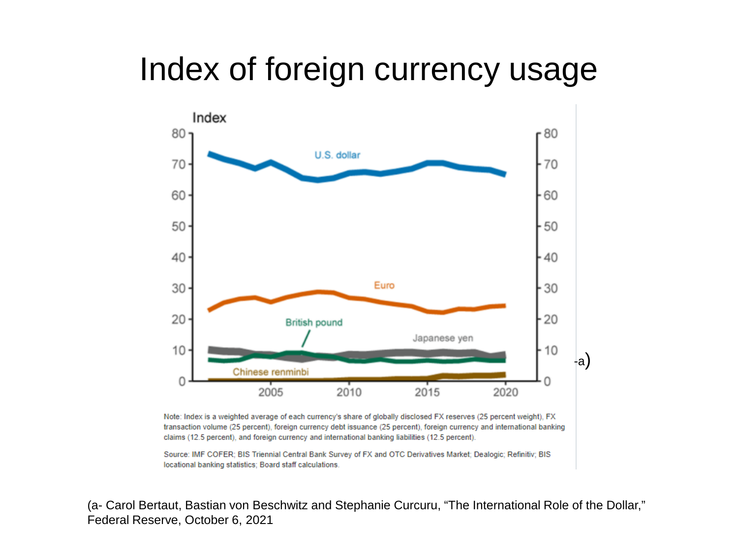# Index of foreign currency usage

Note: Index is a weighted average of each currency's share of globally disclosed FX reserves (25 percent weight), FX transaction volume (25 percent), foreign currency debt issuance (25 percent), foreign currency and international banking claims (12.5 percent), and foreign currency and international banking liabilities (12.5 percent).

Source: IMF COFER; BIS Triennial Central Bank Survey of FX and OTC Derivatives Market; Dealogic; Refinitiv; BIS locational banking statistics; Board staff calculations.

-a)

(a- Carol Bertaut, Bastian von Beschwitz and Stephanie Curcuru, "The International Role of the Dollar," Federal Reserve, October 6, 2021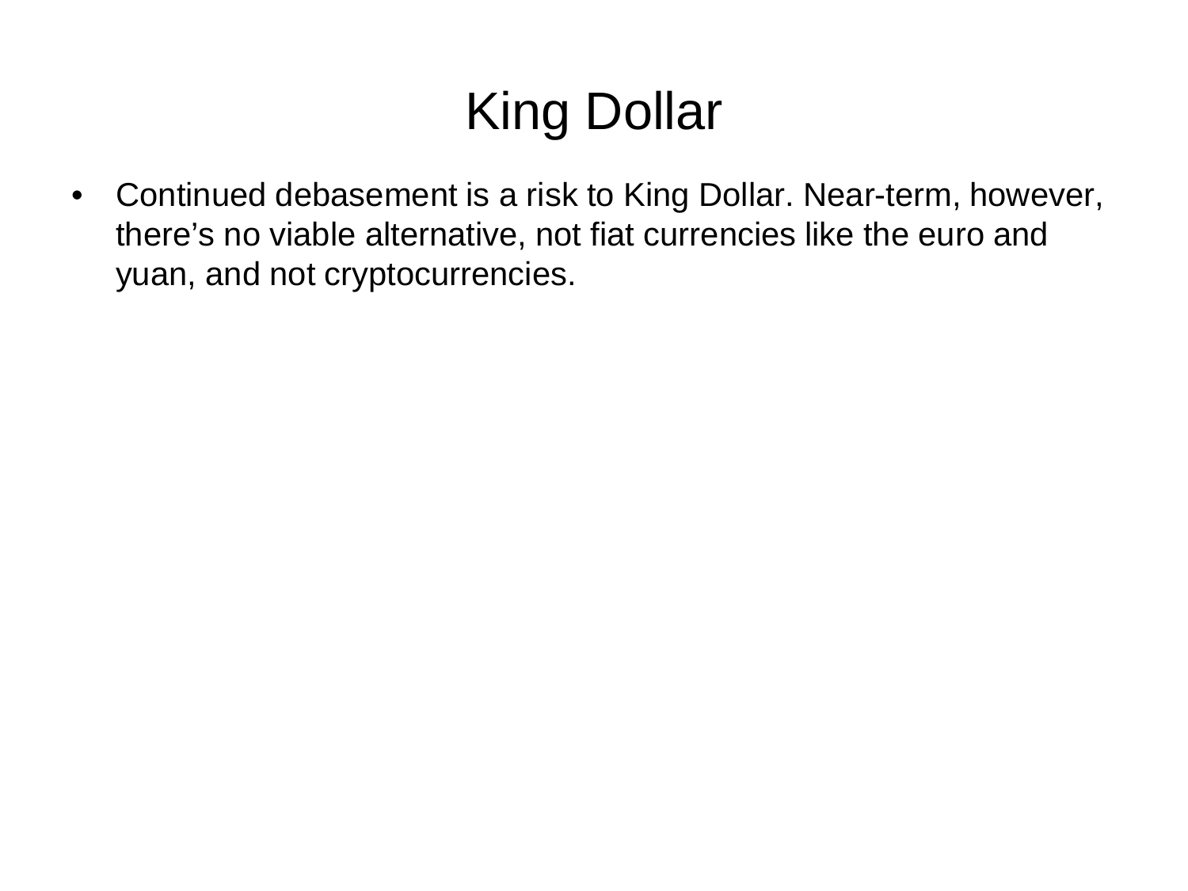# King Dollar

- Continued debasement is a risk to King Dollar. Near-term, however, there’s no viable alternative, not fiat currencies like the euro and yuan, and not cryptocurrencies.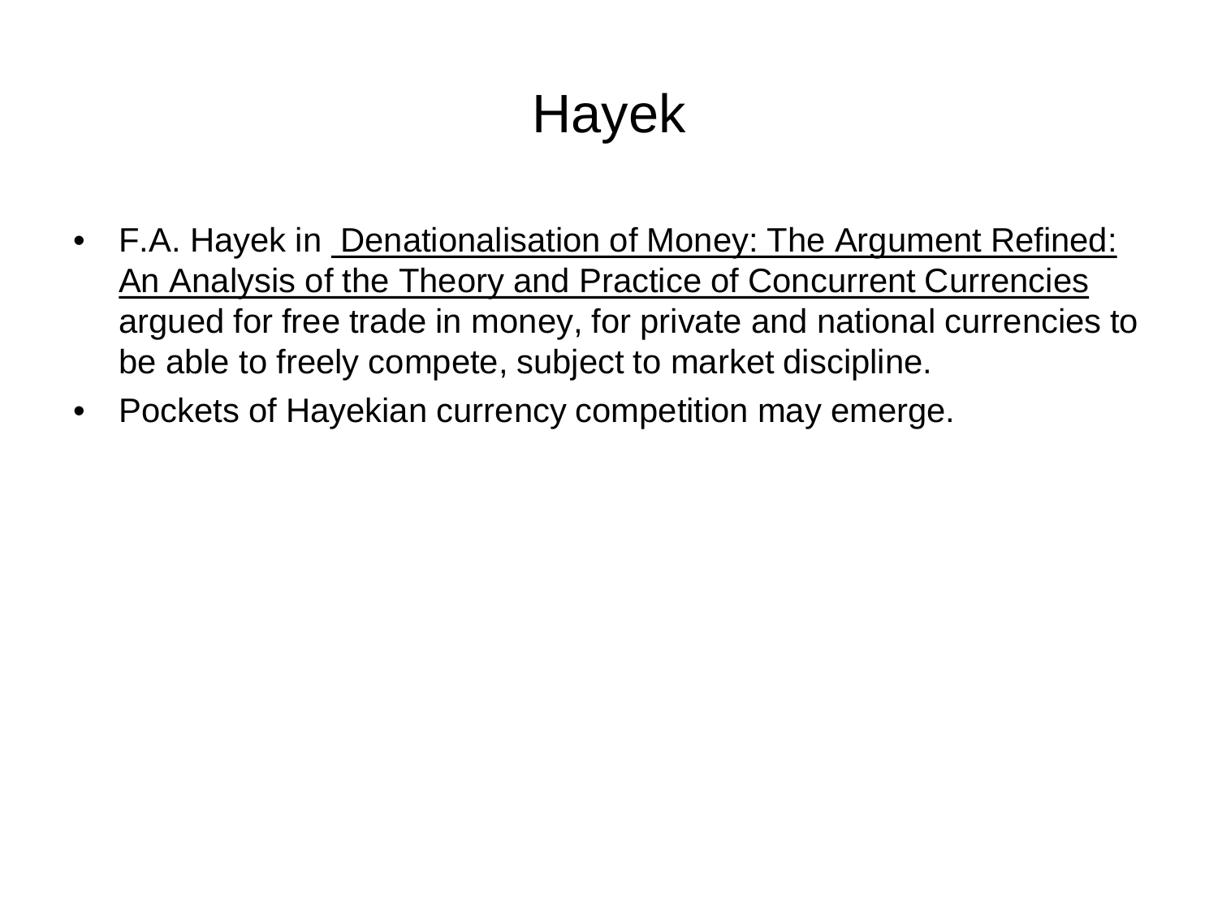# Hayek

- F.A. Hayek in Denationalisation of Money: The Argument Refined: An Analysis of the Theory and Practice of Concurrent Currencies argued for free trade in money, for private and national currencies to be able to freely compete, subject to market discipline.
- Pockets of Hayekian currency competition may emerge.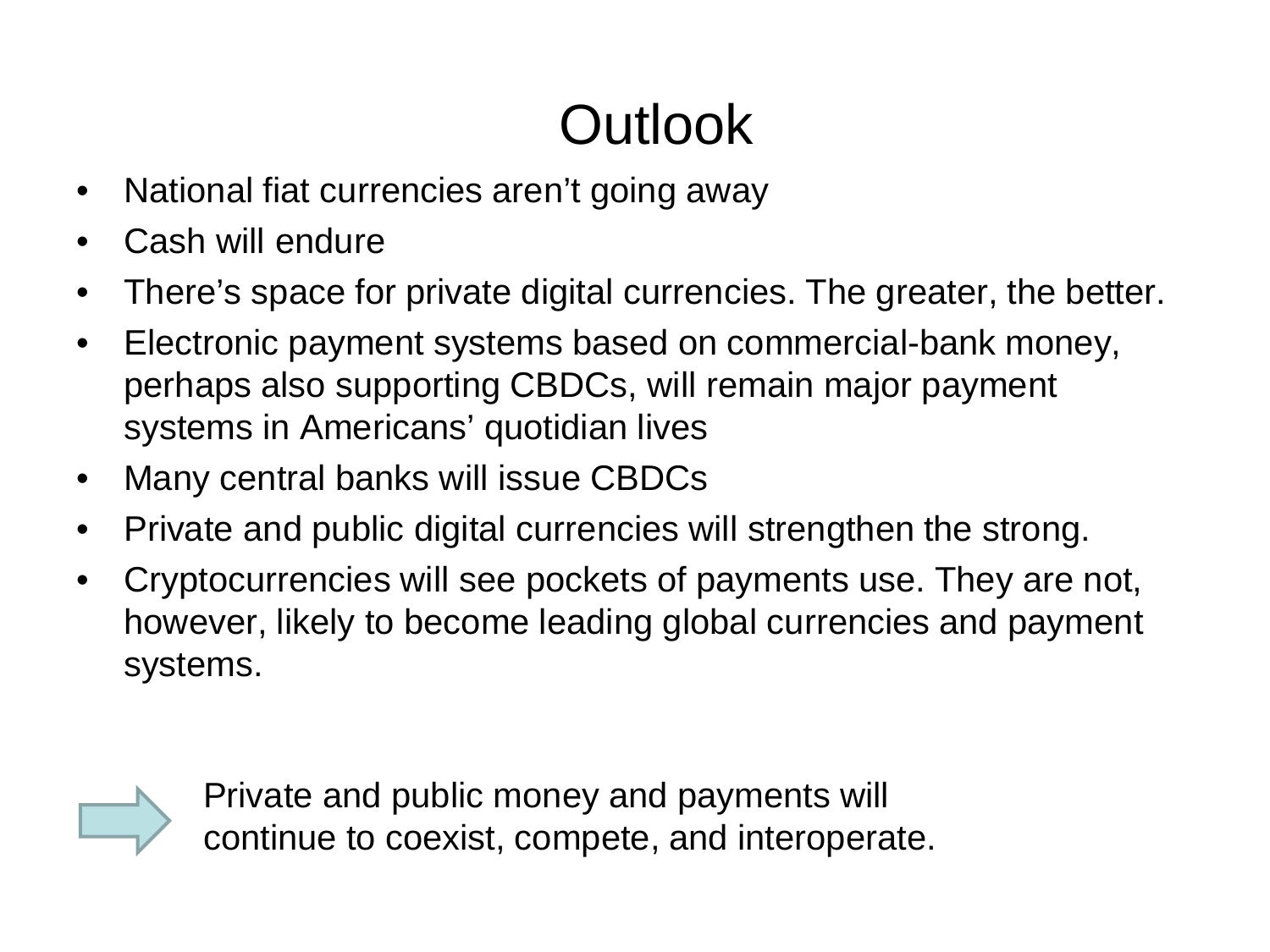# Outlook

- National fiat currencies aren’t going away
- Cash will endure
- There’s space for private digital currencies. The greater, the better.
- Electronic payment systems based on commercial-bank money, perhaps also supporting CBDCs, will remain major payment systems in Americans’ quotidian lives
- Many central banks will issue CBDCs
- Private and public digital currencies will strengthen the strong.
- Cryptocurrencies will see pockets of payments use. They are not, however, likely to become leading global currencies and payment systems.

Private and public money and payments will continue to coexist, compete, and interoperate.